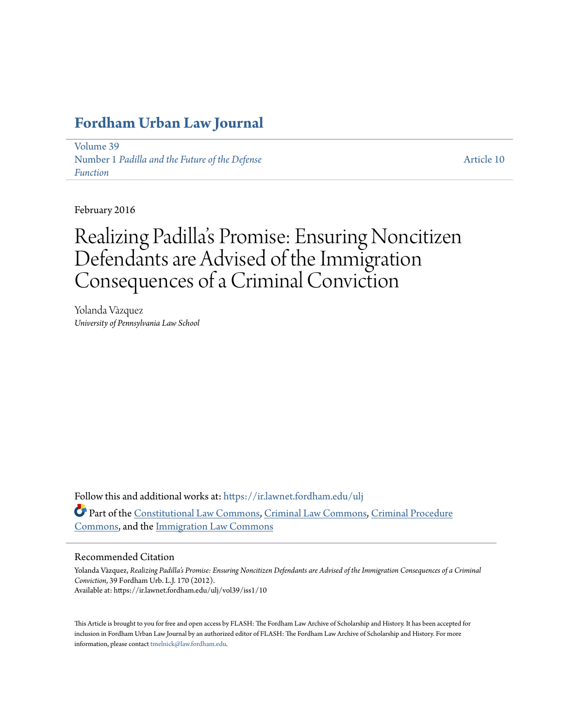# Fordham Urban Law Journal

Volume 39
Number 1 *Padilla and the Future of the Defense Function*

Article 10

February 2016

# Realizing Padilla's Promise: Ensuring Noncitizen Defendants are Advised of the Immigration Consequences of a Criminal Conviction

Yolanda Vàzquez
*University of Pennsylvania Law School*

Follow this and additional works at: https://ir.lawnet.fordham.edu/ulj

Part of the Constitutional Law Commons, Criminal Law Commons, Criminal Procedure Commons, and the Immigration Law Commons

## Recommended Citation

Yolanda Vàzquez, *Realizing Padilla's Promise: Ensuring Noncitizen Defendants are Advised of the Immigration Consequences of a Criminal Conviction*, 39 Fordham Urb. L.J. 170 (2012).
Available at: https://ir.lawnet.fordham.edu/ulj/vol39/iss1/10

This Article is brought to you for free and open access by FLASH: The Fordham Law Archive of Scholarship and History. It has been accepted for inclusion in Fordham Urban Law Journal by an authorized editor of FLASH: The Fordham Law Archive of Scholarship and History. For more information, please contact tmelnick@law.fordham.edu.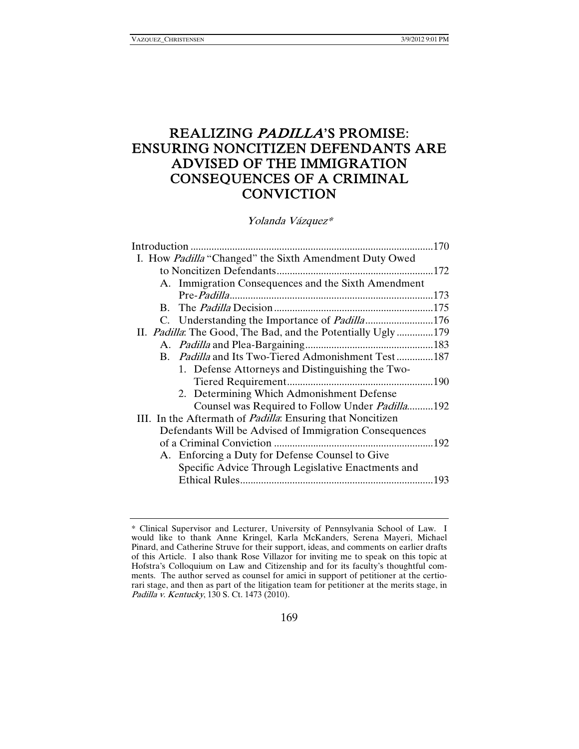# REALIZING *PADILLA*'S PROMISE: ENSURING NONCITIZEN DEFENDANTS ARE ADVISED OF THE IMMIGRATION CONSEQUENCES OF A CRIMINAL CONVICTION

*Yolanda Vázquez\**

Introduction ............................................................................................170

I. How *Padilla* "Changed" the Sixth Amendment Duty Owed to Noncitizen Defendants ............................................................172

- A. Immigration Consequences and the Sixth Amendment Pre-*Padilla*..............................................................................173
- B. The *Padilla* Decision .............................................................175
- C. Understanding the Importance of *Padilla*..........................176

II. *Padilla*: The Good, The Bad, and the Potentially Ugly ..............179

- A. *Padilla* and Plea-Bargaining.................................................183
- B. *Padilla* and Its Two-Tiered Admonishment Test ..............187
  1. Defense Attorneys and Distinguishing the Two-Tiered Requirement........................................................190
  2. Determining Which Admonishment Defense Counsel was Required to Follow Under *Padilla*..........192

III. In the Aftermath of *Padilla*: Ensuring that Noncitizen Defendants Will be Advised of Immigration Consequences of a Criminal Conviction .............................................................192

- A. Enforcing a Duty for Defense Counsel to Give Specific Advice Through Legislative Enactments and Ethical Rules..........................................................................193

---

\* Clinical Supervisor and Lecturer, University of Pennsylvania School of Law. I would like to thank Anne Kringel, Karla McKanders, Serena Mayeri, Michael Pinard, and Catherine Struve for their support, ideas, and comments on earlier drafts of this Article. I also thank Rose Villazor for inviting me to speak on this topic at Hofstra's Colloquium on Law and Citizenship and for its faculty's thoughtful comments. The author served as counsel for amici in support of petitioner at the certiorari stage, and then as part of the litigation team for petitioner at the merits stage, in *Padilla v. Kentucky*, 130 S. Ct. 1473 (2010).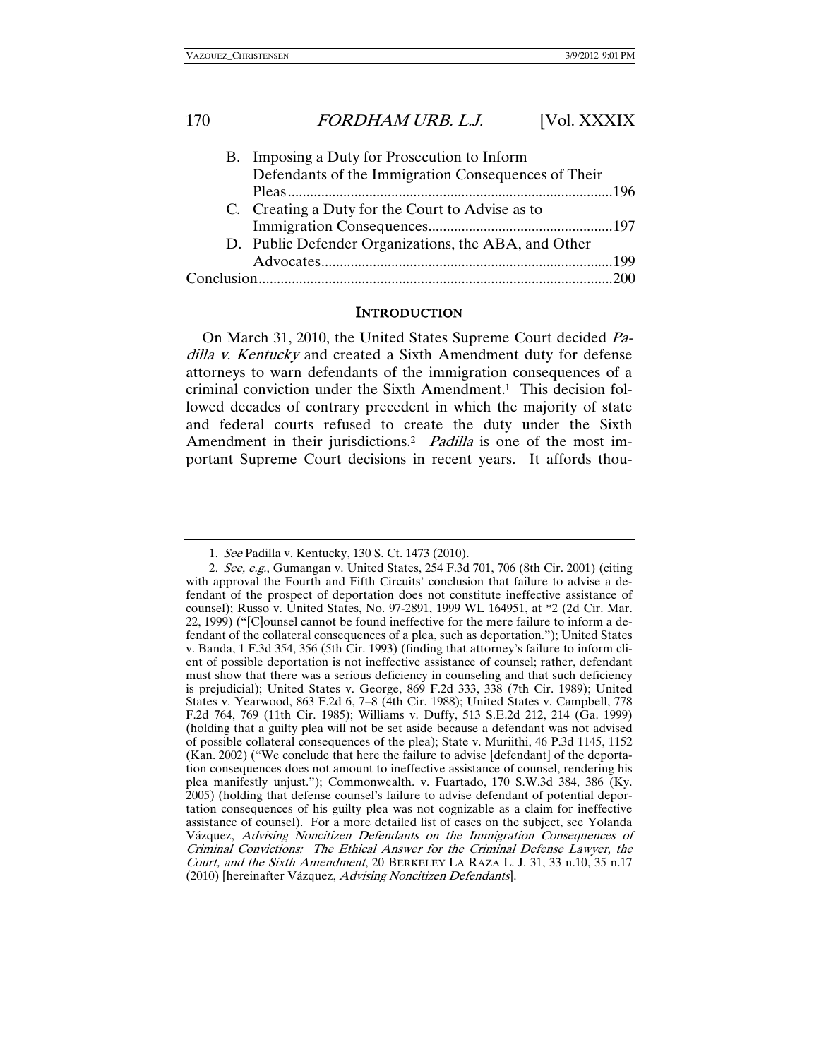B. Imposing a Duty for Prosecution to Inform Defendants of the Immigration Consequences of Their Pleas........................................................................196

C. Creating a Duty for the Court to Advise as to Immigration Consequences..................................................197

D. Public Defender Organizations, the ABA, and Other Advocates..............................................................................199

Conclusion...............................................................................................200

## INTRODUCTION

On March 31, 2010, the United States Supreme Court decided *Padilla v. Kentucky* and created a Sixth Amendment duty for defense attorneys to warn defendants of the immigration consequences of a criminal conviction under the Sixth Amendment.[1] This decision followed decades of contrary precedent in which the majority of state and federal courts refused to create the duty under the Sixth Amendment in their jurisdictions.[2] *Padilla* is one of the most important Supreme Court decisions in recent years. It affords thou-

---

1. *See* Padilla v. Kentucky, 130 S. Ct. 1473 (2010).

2. *See, e.g.*, Gumangan v. United States, 254 F.3d 701, 706 (8th Cir. 2001) (citing with approval the Fourth and Fifth Circuits' conclusion that failure to advise a defendant of the prospect of deportation does not constitute ineffective assistance of counsel); Russo v. United States, No. 97-2891, 1999 WL 164951, at *2 (2d Cir. Mar. 22, 1999) ("[C]ounsel cannot be found ineffective for the mere failure to inform a defendant of the collateral consequences of a plea, such as deportation."); United States v. Banda, 1 F.3d 354, 356 (5th Cir. 1993) (finding that attorney's failure to inform client of possible deportation is not ineffective assistance of counsel; rather, defendant must show that there was a serious deficiency in counseling and that such deficiency is prejudicial); United States v. George, 869 F.2d 333, 338 (7th Cir. 1989); United States v. Yearwood, 863 F.2d 6, 7–8 (4th Cir. 1988); United States v. Campbell, 778 F.2d 764, 769 (11th Cir. 1985); Williams v. Duffy, 513 S.E.2d 212, 214 (Ga. 1999) (holding that a guilty plea will not be set aside because a defendant was not advised of possible collateral consequences of the plea); State v. Muriithi, 46 P.3d 1145, 1152 (Kan. 2002) ("We conclude that here the failure to advise [defendant] of the deportation consequences does not amount to ineffective assistance of counsel, rendering his plea manifestly unjust."); Commonwealth. v. Fuartado, 170 S.W.3d 384, 386 (Ky. 2005) (holding that defense counsel's failure to advise defendant of potential deportation consequences of his guilty plea was not cognizable as a claim for ineffective assistance of counsel). For a more detailed list of cases on the subject, see Yolanda Vázquez, *Advising Noncitizen Defendants on the Immigration Consequences of Criminal Convictions: The Ethical Answer for the Criminal Defense Lawyer, the Court, and the Sixth Amendment*, 20 BERKELEY LA RAZA L. J. 31, 33 n.10, 35 n.17 (2010) [hereinafter Vázquez, *Advising Noncitizen Defendants*].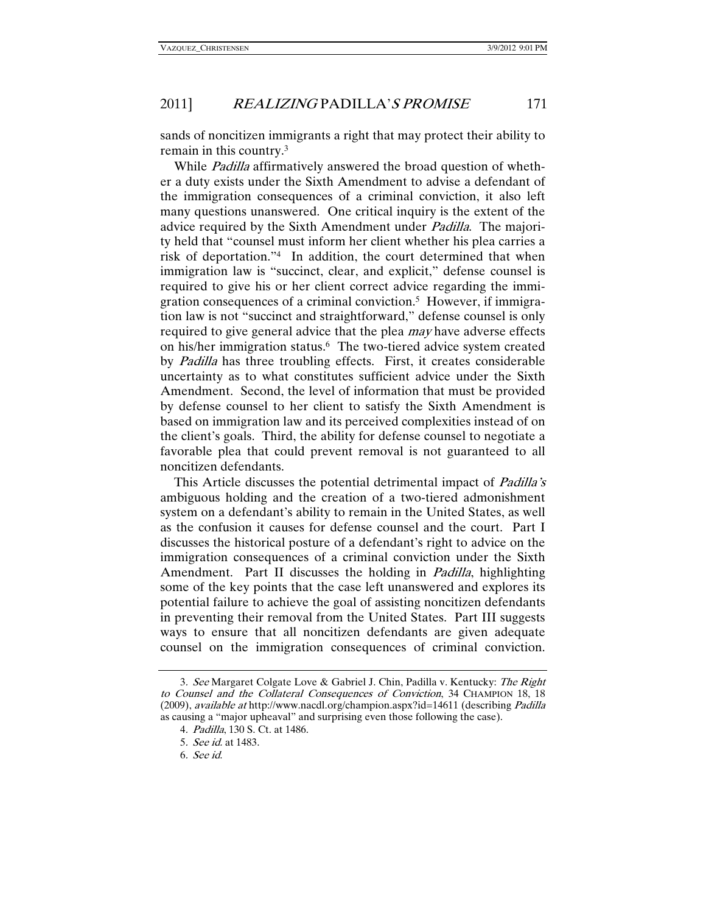sands of noncitizen immigrants a right that may protect their ability to remain in this country.[3]

While *Padilla* affirmatively answered the broad question of whether a duty exists under the Sixth Amendment to advise a defendant of the immigration consequences of a criminal conviction, it also left many questions unanswered. One critical inquiry is the extent of the advice required by the Sixth Amendment under *Padilla*. The majority held that "counsel must inform her client whether his plea carries a risk of deportation."[4] In addition, the court determined that when immigration law is "succinct, clear, and explicit," defense counsel is required to give his or her client correct advice regarding the immigration consequences of a criminal conviction.[5] However, if immigration law is not "succinct and straightforward," defense counsel is only required to give general advice that the plea *may* have adverse effects on his/her immigration status.[6] The two-tiered advice system created by *Padilla* has three troubling effects. First, it creates considerable uncertainty as to what constitutes sufficient advice under the Sixth Amendment. Second, the level of information that must be provided by defense counsel to her client to satisfy the Sixth Amendment is based on immigration law and its perceived complexities instead of on the client's goals. Third, the ability for defense counsel to negotiate a favorable plea that could prevent removal is not guaranteed to all noncitizen defendants.

This Article discusses the potential detrimental impact of *Padilla's* ambiguous holding and the creation of a two-tiered admonishment system on a defendant's ability to remain in the United States, as well as the confusion it causes for defense counsel and the court. Part I discusses the historical posture of a defendant's right to advice on the immigration consequences of a criminal conviction under the Sixth Amendment. Part II discusses the holding in *Padilla*, highlighting some of the key points that the case left unanswered and explores its potential failure to achieve the goal of assisting noncitizen defendants in preventing their removal from the United States. Part III suggests ways to ensure that all noncitizen defendants are given adequate counsel on the immigration consequences of criminal conviction.

---

3. *See* Margaret Colgate Love & Gabriel J. Chin, Padilla v. Kentucky: *The Right to Counsel and the Collateral Consequences of Conviction*, 34 CHAMPION 18, 18 (2009), *available at* http://www.nacdl.org/champion.aspx?id=14611 (describing *Padilla* as causing a "major upheaval" and surprising even those following the case).

4. *Padilla*, 130 S. Ct. at 1486.

5. *See id.* at 1483.

6. *See id.*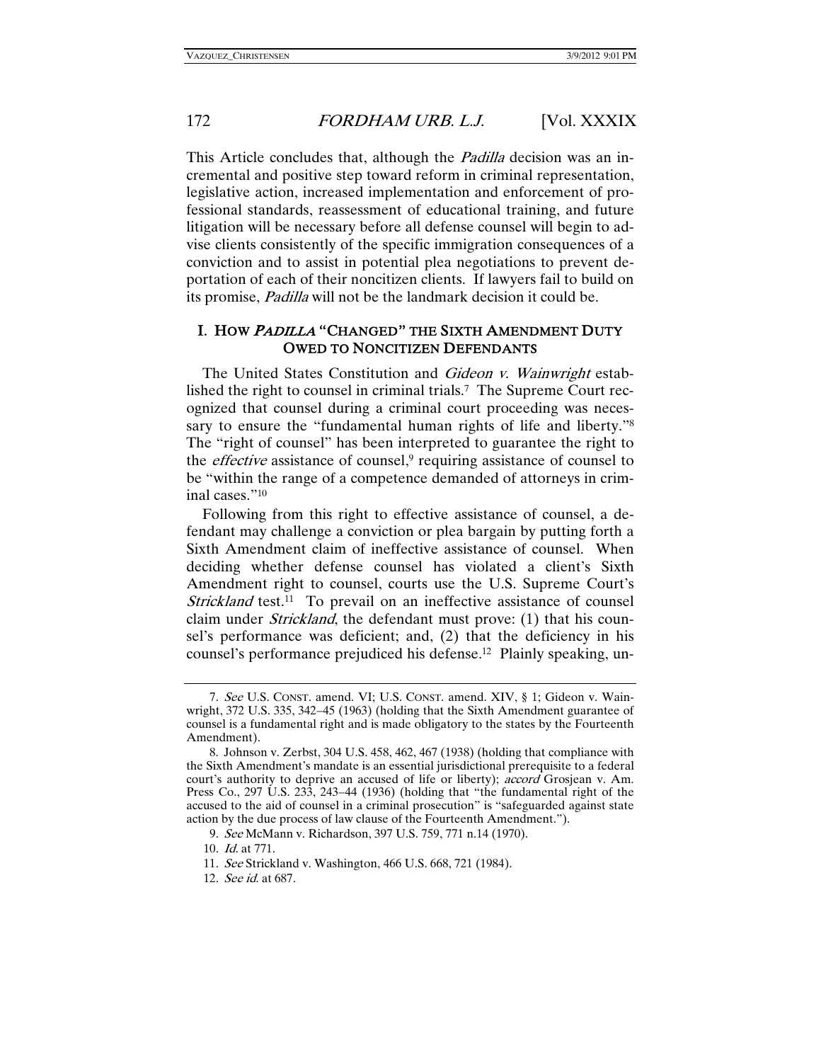This Article concludes that, although the *Padilla* decision was an incremental and positive step toward reform in criminal representation, legislative action, increased implementation and enforcement of professional standards, reassessment of educational training, and future litigation will be necessary before all defense counsel will begin to advise clients consistently of the specific immigration consequences of a conviction and to assist in potential plea negotiations to prevent deportation of each of their noncitizen clients. If lawyers fail to build on its promise, *Padilla* will not be the landmark decision it could be.

## I. HOW *PADILLA* "CHANGED" THE SIXTH AMENDMENT DUTY OWED TO NONCITIZEN DEFENDANTS

The United States Constitution and *Gideon v. Wainwright* established the right to counsel in criminal trials.[7] The Supreme Court recognized that counsel during a criminal court proceeding was necessary to ensure the "fundamental human rights of life and liberty."[8] The "right of counsel" has been interpreted to guarantee the right to the *effective* assistance of counsel,[9] requiring assistance of counsel to be "within the range of a competence demanded of attorneys in criminal cases."[10]

Following from this right to effective assistance of counsel, a defendant may challenge a conviction or plea bargain by putting forth a Sixth Amendment claim of ineffective assistance of counsel. When deciding whether defense counsel has violated a client's Sixth Amendment right to counsel, courts use the U.S. Supreme Court's *Strickland* test.[11] To prevail on an ineffective assistance of counsel claim under *Strickland*, the defendant must prove: (1) that his counsel's performance was deficient; and, (2) that the deficiency in his counsel's performance prejudiced his defense.[12] Plainly speaking, un-

---

7. *See* U.S. CONST. amend. VI; U.S. CONST. amend. XIV, § 1; Gideon v. Wainwright, 372 U.S. 335, 342–45 (1963) (holding that the Sixth Amendment guarantee of counsel is a fundamental right and is made obligatory to the states by the Fourteenth Amendment).

8. Johnson v. Zerbst, 304 U.S. 458, 462, 467 (1938) (holding that compliance with the Sixth Amendment's mandate is an essential jurisdictional prerequisite to a federal court's authority to deprive an accused of life or liberty); *accord* Grosjean v. Am. Press Co., 297 U.S. 233, 243–44 (1936) (holding that "the fundamental right of the accused to the aid of counsel in a criminal prosecution" is "safeguarded against state action by the due process of law clause of the Fourteenth Amendment.").

9. *See* McMann v. Richardson, 397 U.S. 759, 771 n.14 (1970).

10. *Id.* at 771.

11. *See* Strickland v. Washington, 466 U.S. 668, 721 (1984).

12. *See id.* at 687.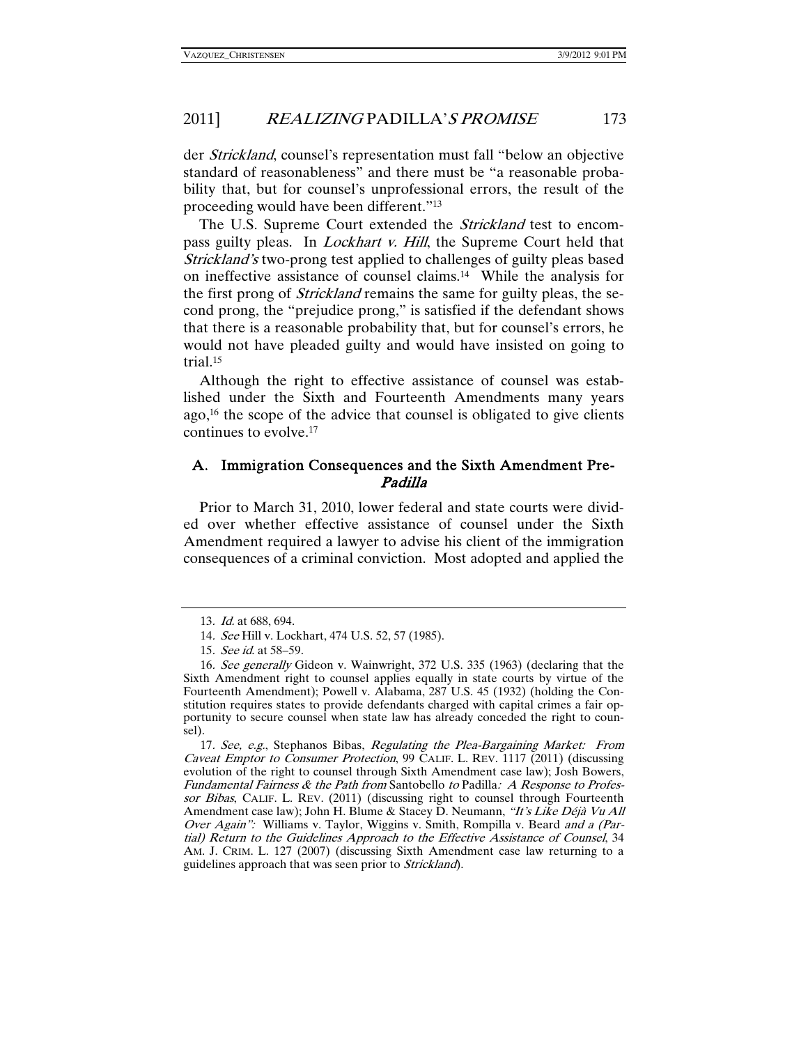der *Strickland*, counsel's representation must fall "below an objective standard of reasonableness" and there must be "a reasonable probability that, but for counsel's unprofessional errors, the result of the proceeding would have been different."[13]

The U.S. Supreme Court extended the *Strickland* test to encompass guilty pleas. In *Lockhart v. Hill*, the Supreme Court held that *Strickland's* two-prong test applied to challenges of guilty pleas based on ineffective assistance of counsel claims.[14] While the analysis for the first prong of *Strickland* remains the same for guilty pleas, the second prong, the "prejudice prong," is satisfied if the defendant shows that there is a reasonable probability that, but for counsel's errors, he would not have pleaded guilty and would have insisted on going to trial.[15]

Although the right to effective assistance of counsel was established under the Sixth and Fourteenth Amendments many years ago,[16] the scope of the advice that counsel is obligated to give clients continues to evolve.[17]

### A. Immigration Consequences and the Sixth Amendment Pre-*Padilla*

Prior to March 31, 2010, lower federal and state courts were divided over whether effective assistance of counsel under the Sixth Amendment required a lawyer to advise his client of the immigration consequences of a criminal conviction. Most adopted and applied the

---

13. *Id.* at 688, 694.

14. *See* Hill v. Lockhart, 474 U.S. 52, 57 (1985).

15. *See id.* at 58–59.

16. *See generally* Gideon v. Wainwright, 372 U.S. 335 (1963) (declaring that the Sixth Amendment right to counsel applies equally in state courts by virtue of the Fourteenth Amendment); Powell v. Alabama, 287 U.S. 45 (1932) (holding the Constitution requires states to provide defendants charged with capital crimes a fair opportunity to secure counsel when state law has already conceded the right to counsel).

17. *See, e.g.*, Stephanos Bibas, *Regulating the Plea-Bargaining Market: From Caveat Emptor to Consumer Protection*, 99 CALIF. L. REV. 1117 (2011) (discussing evolution of the right to counsel through Sixth Amendment case law); Josh Bowers, *Fundamental Fairness & the Path from* Santobello *to* Padilla*: A Response to Professor Bibas*, CALIF. L. REV. (2011) (discussing right to counsel through Fourteenth Amendment case law); John H. Blume & Stacey D. Neumann, *"It's Like Déjà Vu All Over Again":* Williams v. Taylor, Wiggins v. Smith, Rompilla v. Beard *and a (Partial) Return to the Guidelines Approach to the Effective Assistance of Counsel*, 34 AM. J. CRIM. L. 127 (2007) (discussing Sixth Amendment case law returning to a guidelines approach that was seen prior to *Strickland*).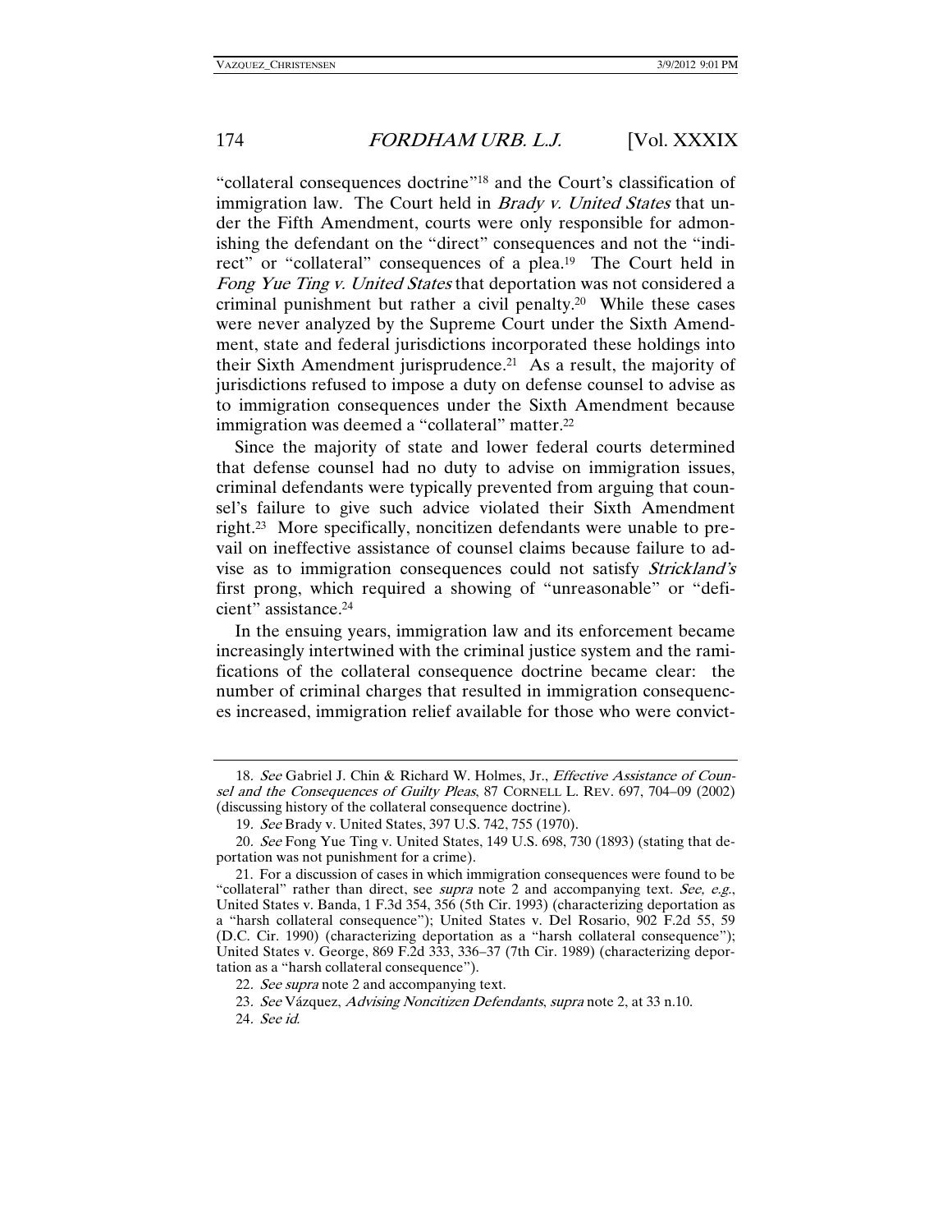"collateral consequences doctrine"[18] and the Court's classification of immigration law. The Court held in *Brady v. United States* that under the Fifth Amendment, courts were only responsible for admonishing the defendant on the "direct" consequences and not the "indirect" or "collateral" consequences of a plea.[19] The Court held in *Fong Yue Ting v. United States* that deportation was not considered a criminal punishment but rather a civil penalty.[20] While these cases were never analyzed by the Supreme Court under the Sixth Amendment, state and federal jurisdictions incorporated these holdings into their Sixth Amendment jurisprudence.[21] As a result, the majority of jurisdictions refused to impose a duty on defense counsel to advise as to immigration consequences under the Sixth Amendment because immigration was deemed a "collateral" matter.[22]

Since the majority of state and lower federal courts determined that defense counsel had no duty to advise on immigration issues, criminal defendants were typically prevented from arguing that counsel's failure to give such advice violated their Sixth Amendment right.[23] More specifically, noncitizen defendants were unable to prevail on ineffective assistance of counsel claims because failure to advise as to immigration consequences could not satisfy *Strickland's* first prong, which required a showing of "unreasonable" or "deficient" assistance.[24]

In the ensuing years, immigration law and its enforcement became increasingly intertwined with the criminal justice system and the ramifications of the collateral consequence doctrine became clear: the number of criminal charges that resulted in immigration consequences increased, immigration relief available for those who were convict-

---

18. *See* Gabriel J. Chin & Richard W. Holmes, Jr., *Effective Assistance of Counsel and the Consequences of Guilty Pleas*, 87 CORNELL L. REV. 697, 704–09 (2002) (discussing history of the collateral consequence doctrine).

19. *See* Brady v. United States, 397 U.S. 742, 755 (1970).

20. *See* Fong Yue Ting v. United States, 149 U.S. 698, 730 (1893) (stating that deportation was not punishment for a crime).

21. For a discussion of cases in which immigration consequences were found to be "collateral" rather than direct, see *supra* note 2 and accompanying text. *See, e.g.*, United States v. Banda, 1 F.3d 354, 356 (5th Cir. 1993) (characterizing deportation as a "harsh collateral consequence"); United States v. Del Rosario, 902 F.2d 55, 59 (D.C. Cir. 1990) (characterizing deportation as a "harsh collateral consequence"); United States v. George, 869 F.2d 333, 336–37 (7th Cir. 1989) (characterizing deportation as a "harsh collateral consequence").

22. *See supra* note 2 and accompanying text.

23. *See* Vázquez, *Advising Noncitizen Defendants*, *supra* note 2, at 33 n.10.

24. *See id.*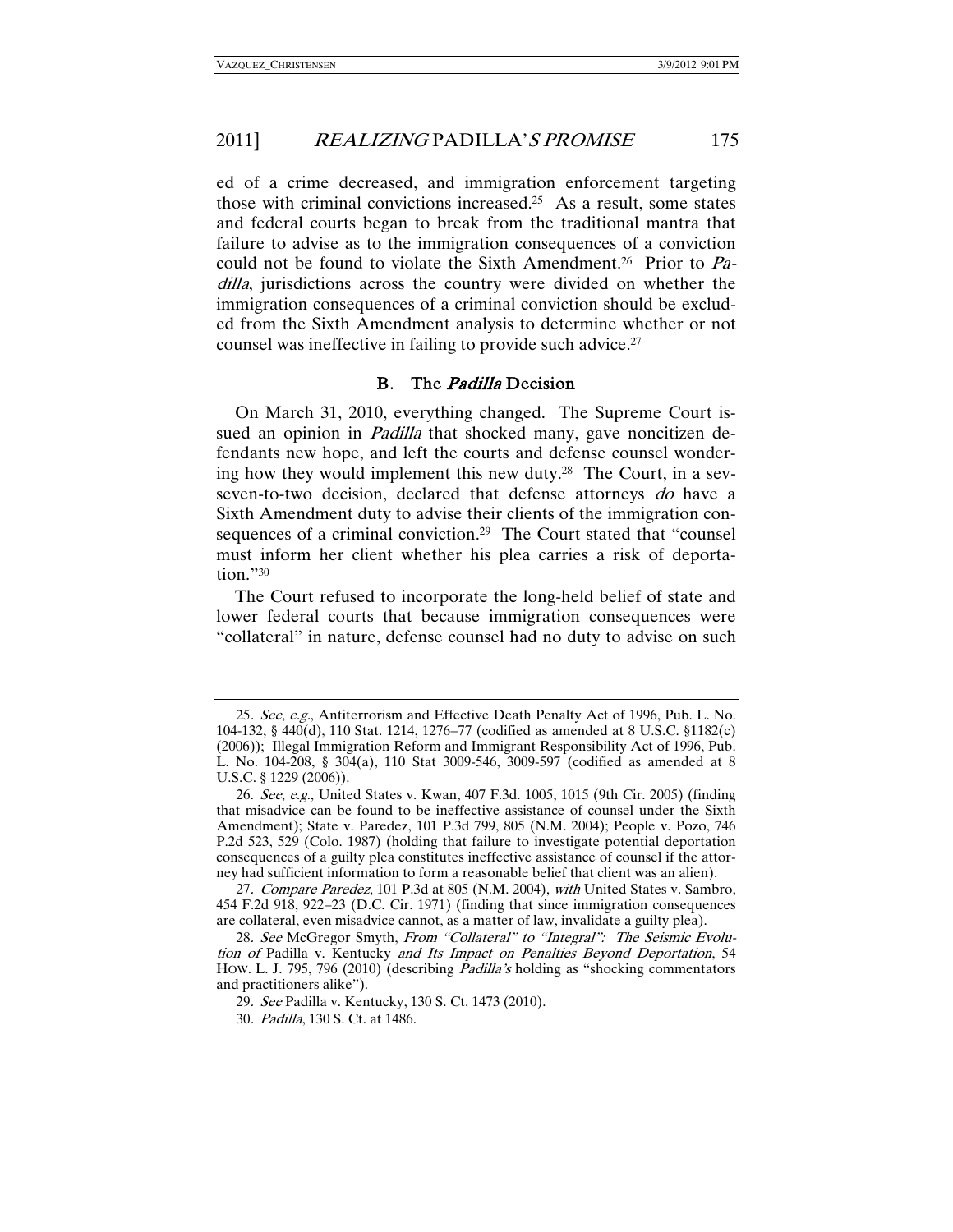ed of a crime decreased, and immigration enforcement targeting those with criminal convictions increased.[25] As a result, some states and federal courts began to break from the traditional mantra that failure to advise as to the immigration consequences of a conviction could not be found to violate the Sixth Amendment.[26] Prior to *Padilla*, jurisdictions across the country were divided on whether the immigration consequences of a criminal conviction should be excluded from the Sixth Amendment analysis to determine whether or not counsel was ineffective in failing to provide such advice.[27]

### B. The *Padilla* Decision

On March 31, 2010, everything changed. The Supreme Court issued an opinion in *Padilla* that shocked many, gave noncitizen defendants new hope, and left the courts and defense counsel wondering how they would implement this new duty.[28] The Court, in a sev-seven-to-two decision, declared that defense attorneys *do* have a Sixth Amendment duty to advise their clients of the immigration consequences of a criminal conviction.[29] The Court stated that "counsel must inform her client whether his plea carries a risk of deportation."[30]

The Court refused to incorporate the long-held belief of state and lower federal courts that because immigration consequences were "collateral" in nature, defense counsel had no duty to advise on such

---

25. *See*, *e.g.*, Antiterrorism and Effective Death Penalty Act of 1996, Pub. L. No. 104-132, § 440(d), 110 Stat. 1214, 1276–77 (codified as amended at 8 U.S.C. §1182(c) (2006)); Illegal Immigration Reform and Immigrant Responsibility Act of 1996, Pub. L. No. 104-208, § 304(a), 110 Stat 3009-546, 3009-597 (codified as amended at 8 U.S.C. § 1229 (2006)).

26. *See*, *e.g.*, United States v. Kwan, 407 F.3d. 1005, 1015 (9th Cir. 2005) (finding that misadvice can be found to be ineffective assistance of counsel under the Sixth Amendment); State v. Paredez, 101 P.3d 799, 805 (N.M. 2004); People v. Pozo, 746 P.2d 523, 529 (Colo. 1987) (holding that failure to investigate potential deportation consequences of a guilty plea constitutes ineffective assistance of counsel if the attorney had sufficient information to form a reasonable belief that client was an alien).

27. *Compare Paredez*, 101 P.3d at 805 (N.M. 2004), *with* United States v. Sambro, 454 F.2d 918, 922–23 (D.C. Cir. 1971) (finding that since immigration consequences are collateral, even misadvice cannot, as a matter of law, invalidate a guilty plea).

28. *See* McGregor Smyth, *From "Collateral" to "Integral": The Seismic Evolution of* Padilla v. Kentucky *and Its Impact on Penalties Beyond Deportation*, 54 HOW. L. J. 795, 796 (2010) (describing *Padilla's* holding as "shocking commentators and practitioners alike").

29. *See* Padilla v. Kentucky, 130 S. Ct. 1473 (2010).

30. *Padilla*, 130 S. Ct. at 1486.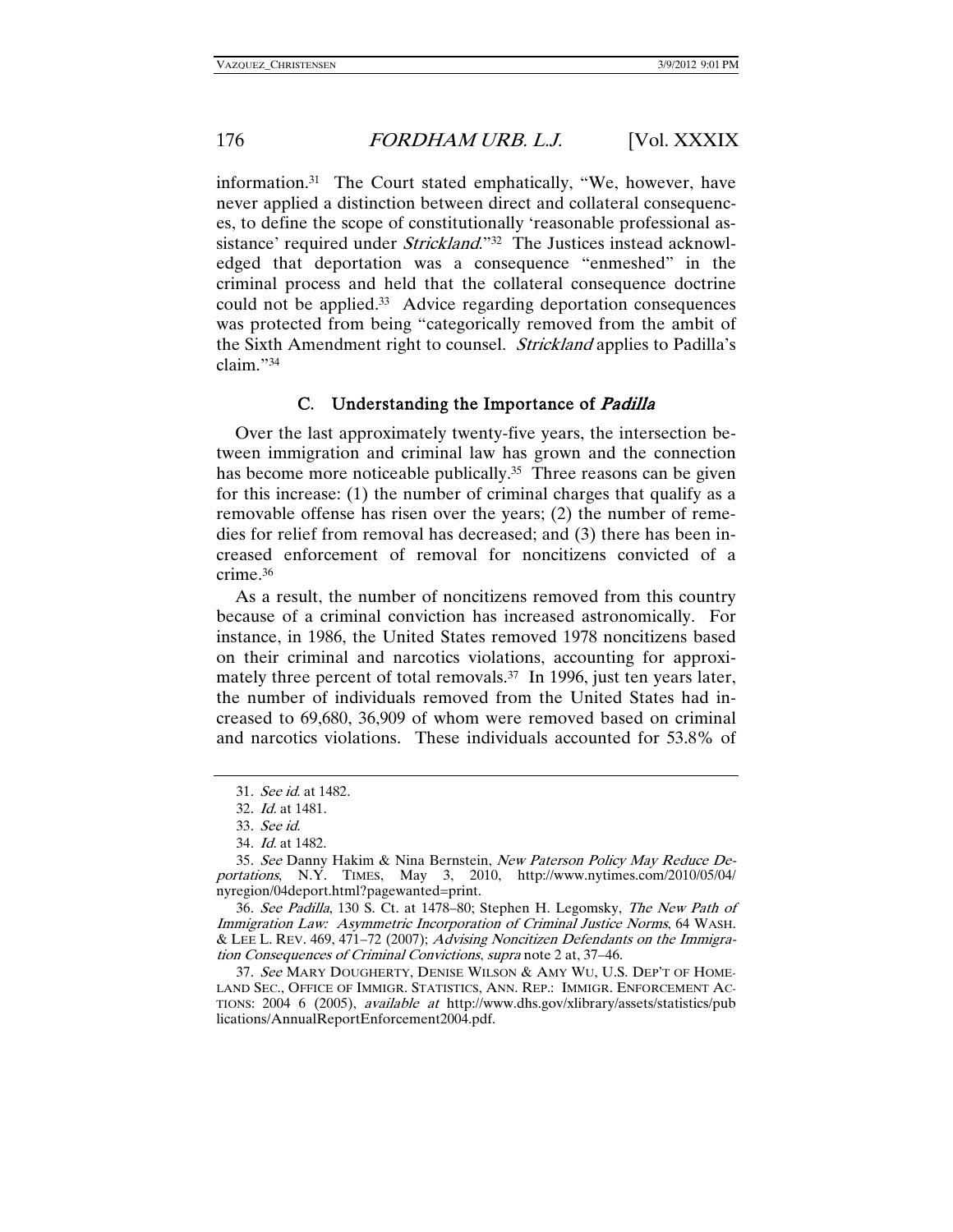information.[31] The Court stated emphatically, "We, however, have never applied a distinction between direct and collateral consequences, to define the scope of constitutionally 'reasonable professional assistance' required under *Strickland*."[32] The Justices instead acknowledged that deportation was a consequence "enmeshed" in the criminal process and held that the collateral consequence doctrine could not be applied.[33] Advice regarding deportation consequences was protected from being "categorically removed from the ambit of the Sixth Amendment right to counsel. *Strickland* applies to Padilla's claim."[34]

### C. Understanding the Importance of *Padilla*

Over the last approximately twenty-five years, the intersection between immigration and criminal law has grown and the connection has become more noticeable publically.[35] Three reasons can be given for this increase: (1) the number of criminal charges that qualify as a removable offense has risen over the years; (2) the number of remedies for relief from removal has decreased; and (3) there has been increased enforcement of removal for noncitizens convicted of a crime.[36]

As a result, the number of noncitizens removed from this country because of a criminal conviction has increased astronomically. For instance, in 1986, the United States removed 1978 noncitizens based on their criminal and narcotics violations, accounting for approximately three percent of total removals.[37] In 1996, just ten years later, the number of individuals removed from the United States had increased to 69,680, 36,909 of whom were removed based on criminal and narcotics violations. These individuals accounted for 53.8% of

---

31. *See id.* at 1482.

32. *Id.* at 1481.

33. *See id.*

34. *Id.* at 1482.

35. *See* Danny Hakim & Nina Bernstein, *New Paterson Policy May Reduce Deportations*, N.Y. TIMES, May 3, 2010, http://www.nytimes.com/2010/05/04/nyregion/04deport.html?pagewanted=print.

36. *See Padilla*, 130 S. Ct. at 1478–80; Stephen H. Legomsky, *The New Path of Immigration Law: Asymmetric Incorporation of Criminal Justice Norms*, 64 WASH. & LEE L. REV. 469, 471–72 (2007); *Advising Noncitizen Defendants on the Immigration Consequences of Criminal Convictions*, *supra* note 2 at, 37–46.

37. *See* MARY DOUGHERTY, DENISE WILSON & AMY WU, U.S. DEP'T OF HOMELAND SEC., OFFICE OF IMMIGR. STATISTICS, ANN. REP.: IMMIGR. ENFORCEMENT ACTIONS: 2004 6 (2005), *available at* http://www.dhs.gov/xlibrary/assets/statistics/publications/AnnualReportEnforcement2004.pdf.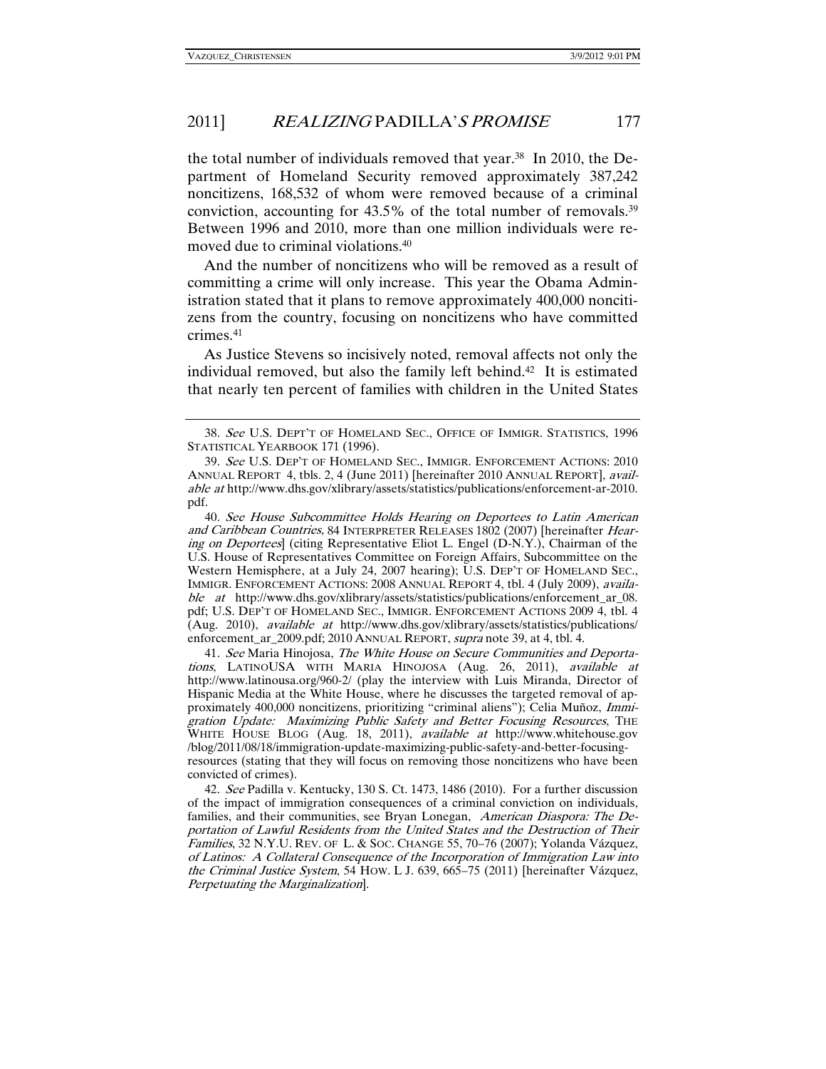the total number of individuals removed that year.[38] In 2010, the Department of Homeland Security removed approximately 387,242 noncitizens, 168,532 of whom were removed because of a criminal conviction, accounting for 43.5% of the total number of removals.[39] Between 1996 and 2010, more than one million individuals were removed due to criminal violations.[40]

And the number of noncitizens who will be removed as a result of committing a crime will only increase. This year the Obama Administration stated that it plans to remove approximately 400,000 noncitizens from the country, focusing on noncitizens who have committed crimes.[41]

As Justice Stevens so incisively noted, removal affects not only the individual removed, but also the family left behind.[42] It is estimated that nearly ten percent of families with children in the United States

---

38. *See* U.S. DEPT'T OF HOMELAND SEC., OFFICE OF IMMIGR. STATISTICS, 1996 STATISTICAL YEARBOOK 171 (1996).

39. *See* U.S. DEP'T OF HOMELAND SEC., IMMIGR. ENFORCEMENT ACTIONS: 2010 ANNUAL REPORT 4, tbls. 2, 4 (June 2011) [hereinafter 2010 ANNUAL REPORT], *available at* http://www.dhs.gov/xlibrary/assets/statistics/publications/enforcement-ar-2010.pdf.

40. *See House Subcommittee Holds Hearing on Deportees to Latin American and Caribbean Countries,* 84 INTERPRETER RELEASES 1802 (2007) [hereinafter *Hearing on Deportees*] (citing Representative Eliot L. Engel (D-N.Y.), Chairman of the U.S. House of Representatives Committee on Foreign Affairs, Subcommittee on the Western Hemisphere, at a July 24, 2007 hearing); U.S. DEP'T OF HOMELAND SEC., IMMIGR. ENFORCEMENT ACTIONS: 2008 ANNUAL REPORT 4, tbl. 4 (July 2009), *available at* http://www.dhs.gov/xlibrary/assets/statistics/publications/enforcement_ar_08.pdf; U.S. DEP'T OF HOMELAND SEC., IMMIGR. ENFORCEMENT ACTIONS 2009 4, tbl. 4 (Aug. 2010), *available at* http://www.dhs.gov/xlibrary/assets/statistics/publications/enforcement_ar_2009.pdf; 2010 ANNUAL REPORT, *supra* note 39, at 4, tbl. 4.

41. *See* Maria Hinojosa, *The White House on Secure Communities and Deportations*, LATINOUSA WITH MARIA HINOJOSA (Aug. 26, 2011), *available at* http://www.latinousa.org/960-2/ (play the interview with Luis Miranda, Director of Hispanic Media at the White House, where he discusses the targeted removal of approximately 400,000 noncitizens, prioritizing "criminal aliens"); Celia Muñoz, *Immigration Update: Maximizing Public Safety and Better Focusing Resources*, THE WHITE HOUSE BLOG (Aug. 18, 2011), *available at* http://www.whitehouse.gov/blog/2011/08/18/immigration-update-maximizing-public-safety-and-better-focusing-resources (stating that they will focus on removing those noncitizens who have been convicted of crimes).

42. *See* Padilla v. Kentucky, 130 S. Ct. 1473, 1486 (2010). For a further discussion of the impact of immigration consequences of a criminal conviction on individuals, families, and their communities, see Bryan Lonegan, *American Diaspora: The Deportation of Lawful Residents from the United States and the Destruction of Their Families*, 32 N.Y.U. REV. OF L. & SOC. CHANGE 55, 70–76 (2007); Yolanda Vázquez, *of Latinos: A Collateral Consequence of the Incorporation of Immigration Law into the Criminal Justice System*, 54 HOW. L J. 639, 665–75 (2011) [hereinafter Vázquez, *Perpetuating the Marginalization*].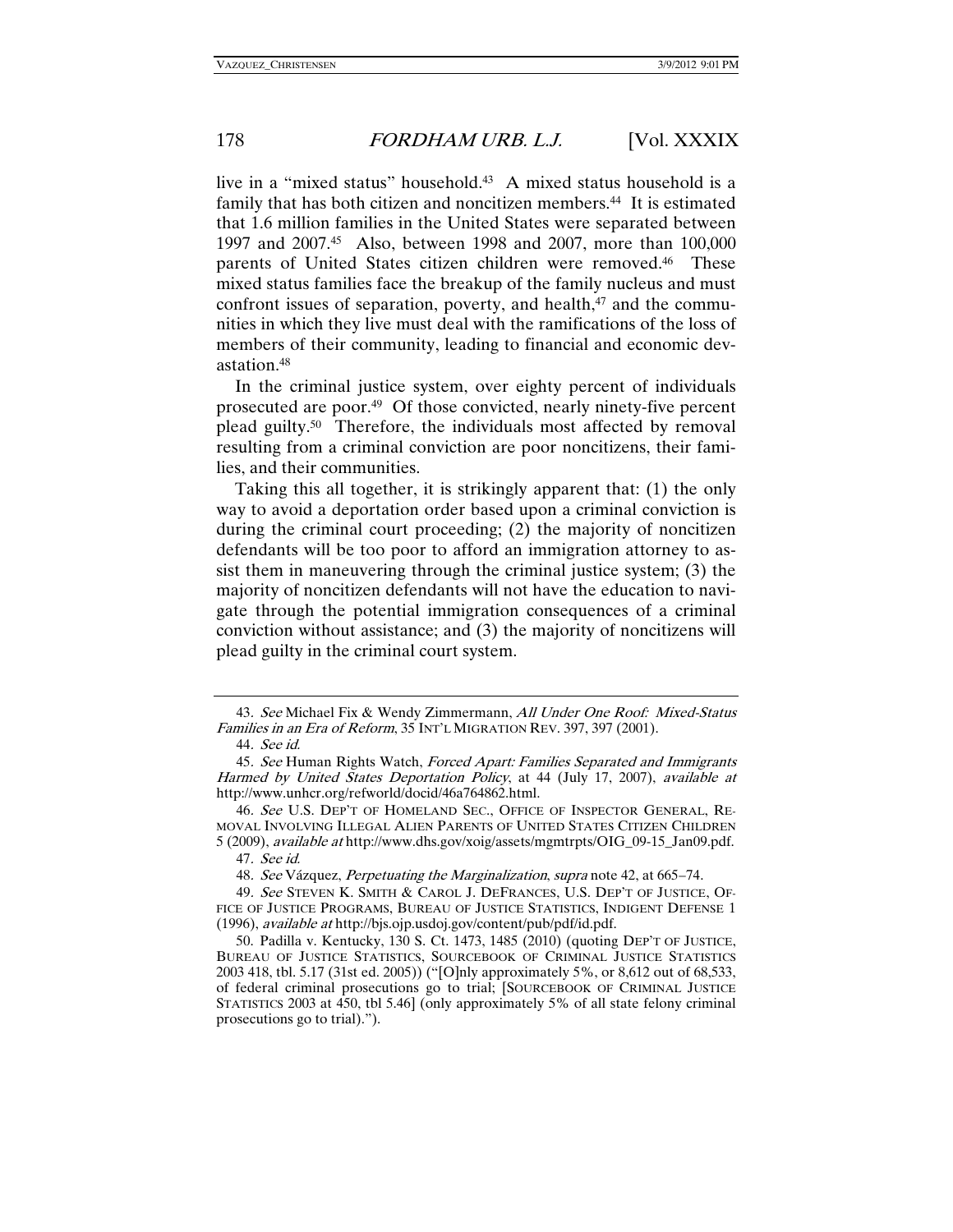live in a "mixed status" household.[43] A mixed status household is a family that has both citizen and noncitizen members.[44] It is estimated that 1.6 million families in the United States were separated between 1997 and 2007.[45] Also, between 1998 and 2007, more than 100,000 parents of United States citizen children were removed.[46] These mixed status families face the breakup of the family nucleus and must confront issues of separation, poverty, and health,[47] and the communities in which they live must deal with the ramifications of the loss of members of their community, leading to financial and economic devastation.[48]

In the criminal justice system, over eighty percent of individuals prosecuted are poor.[49] Of those convicted, nearly ninety-five percent plead guilty.[50] Therefore, the individuals most affected by removal resulting from a criminal conviction are poor noncitizens, their families, and their communities.

Taking this all together, it is strikingly apparent that: (1) the only way to avoid a deportation order based upon a criminal conviction is during the criminal court proceeding; (2) the majority of noncitizen defendants will be too poor to afford an immigration attorney to assist them in maneuvering through the criminal justice system; (3) the majority of noncitizen defendants will not have the education to navigate through the potential immigration consequences of a criminal conviction without assistance; and (3) the majority of noncitizens will plead guilty in the criminal court system.

---

43. *See* Michael Fix & Wendy Zimmermann, *All Under One Roof: Mixed-Status Families in an Era of Reform*, 35 INT'L MIGRATION REV. 397, 397 (2001).

44. *See id.*

45. *See* Human Rights Watch, *Forced Apart: Families Separated and Immigrants Harmed by United States Deportation Policy*, at 44 (July 17, 2007), *available at* http://www.unhcr.org/refworld/docid/46a764862.html.

46. *See* U.S. DEP'T OF HOMELAND SEC., OFFICE OF INSPECTOR GENERAL, REMOVAL INVOLVING ILLEGAL ALIEN PARENTS OF UNITED STATES CITIZEN CHILDREN 5 (2009), *available at* http://www.dhs.gov/xoig/assets/mgmtrpts/OIG_09-15_Jan09.pdf.

47. *See id.*

48. *See* Vázquez, *Perpetuating the Marginalization*, *supra* note 42, at 665–74.

49. *See* STEVEN K. SMITH & CAROL J. DEFRANCES, U.S. DEP'T OF JUSTICE, OFFICE OF JUSTICE PROGRAMS, BUREAU OF JUSTICE STATISTICS, INDIGENT DEFENSE 1 (1996), *available at* http://bjs.ojp.usdoj.gov/content/pub/pdf/id.pdf.

50. Padilla v. Kentucky, 130 S. Ct. 1473, 1485 (2010) (quoting DEP'T OF JUSTICE, BUREAU OF JUSTICE STATISTICS, SOURCEBOOK OF CRIMINAL JUSTICE STATISTICS 2003 418, tbl. 5.17 (31st ed. 2005)) ("[O]nly approximately 5%, or 8,612 out of 68,533, of federal criminal prosecutions go to trial; [SOURCEBOOK OF CRIMINAL JUSTICE STATISTICS 2003 at 450, tbl 5.46] (only approximately 5% of all state felony criminal prosecutions go to trial).").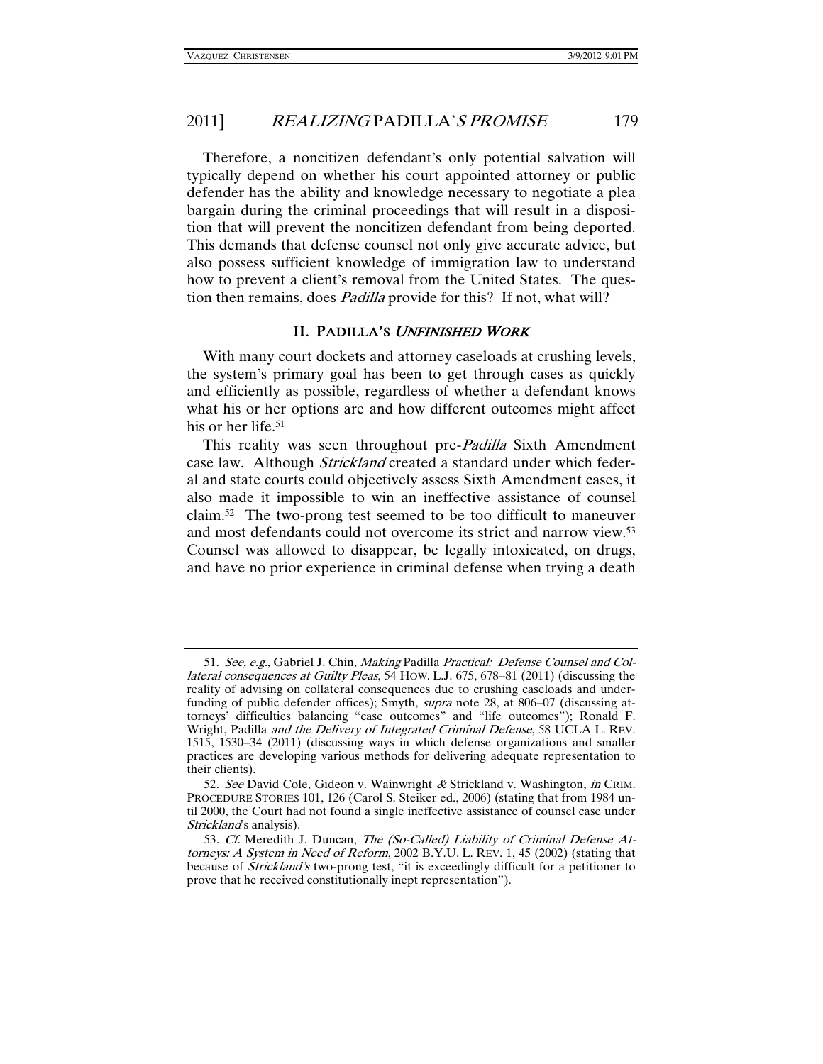Therefore, a noncitizen defendant's only potential salvation will typically depend on whether his court appointed attorney or public defender has the ability and knowledge necessary to negotiate a plea bargain during the criminal proceedings that will result in a disposition that will prevent the noncitizen defendant from being deported. This demands that defense counsel not only give accurate advice, but also possess sufficient knowledge of immigration law to understand how to prevent a client's removal from the United States. The question then remains, does *Padilla* provide for this? If not, what will?

## II. PADILLA'S *UNFINISHED WORK*

With many court dockets and attorney caseloads at crushing levels, the system's primary goal has been to get through cases as quickly and efficiently as possible, regardless of whether a defendant knows what his or her options are and how different outcomes might affect his or her life.[51]

This reality was seen throughout pre-*Padilla* Sixth Amendment case law. Although *Strickland* created a standard under which federal and state courts could objectively assess Sixth Amendment cases, it also made it impossible to win an ineffective assistance of counsel claim.[52] The two-prong test seemed to be too difficult to maneuver and most defendants could not overcome its strict and narrow view.[53] Counsel was allowed to disappear, be legally intoxicated, on drugs, and have no prior experience in criminal defense when trying a death

---

51. *See, e.g.*, Gabriel J. Chin, *Making* Padilla *Practical: Defense Counsel and Collateral consequences at Guilty Pleas*, 54 HOW. L.J. 675, 678–81 (2011) (discussing the reality of advising on collateral consequences due to crushing caseloads and underfunding of public defender offices); Smyth, *supra* note 28, at 806–07 (discussing attorneys' difficulties balancing "case outcomes" and "life outcomes"); Ronald F. Wright, Padilla *and the Delivery of Integrated Criminal Defense*, 58 UCLA L. REV. 1515, 1530–34 (2011) (discussing ways in which defense organizations and smaller practices are developing various methods for delivering adequate representation to their clients).

52. *See* David Cole, Gideon v. Wainwright *&* Strickland v. Washington, *in* CRIM. PROCEDURE STORIES 101, 126 (Carol S. Steiker ed., 2006) (stating that from 1984 until 2000, the Court had not found a single ineffective assistance of counsel case under *Strickland*'s analysis).

53. *Cf.* Meredith J. Duncan, *The (So-Called) Liability of Criminal Defense Attorneys: A System in Need of Reform*, 2002 B.Y.U. L. REV. 1, 45 (2002) (stating that because of *Strickland's* two-prong test, "it is exceedingly difficult for a petitioner to prove that he received constitutionally inept representation").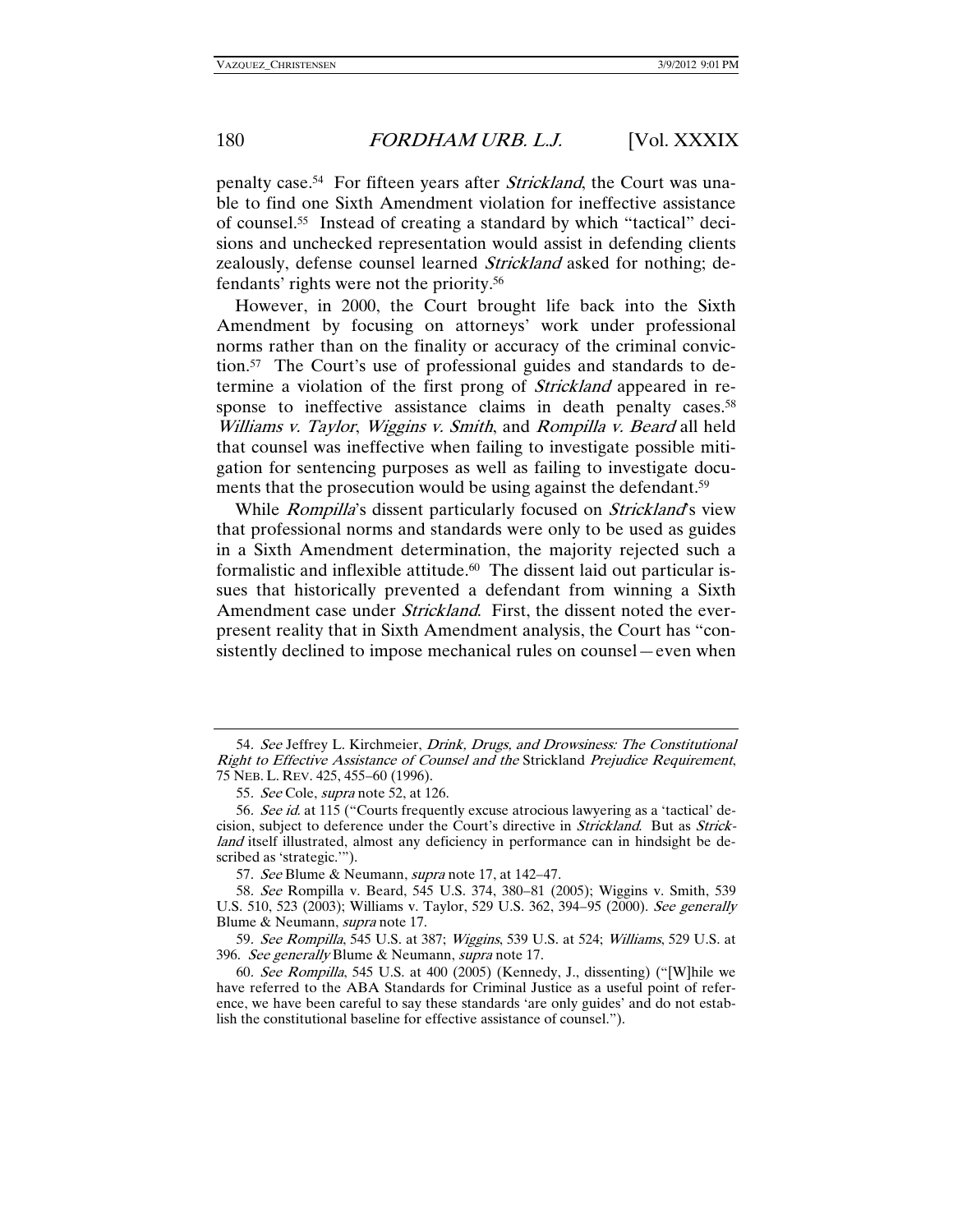penalty case.[54] For fifteen years after *Strickland*, the Court was unable to find one Sixth Amendment violation for ineffective assistance of counsel.[55] Instead of creating a standard by which "tactical" decisions and unchecked representation would assist in defending clients zealously, defense counsel learned *Strickland* asked for nothing; defendants' rights were not the priority.[56]

However, in 2000, the Court brought life back into the Sixth Amendment by focusing on attorneys' work under professional norms rather than on the finality or accuracy of the criminal conviction.[57] The Court's use of professional guides and standards to determine a violation of the first prong of *Strickland* appeared in response to ineffective assistance claims in death penalty cases.[58] *Williams v. Taylor*, *Wiggins v. Smith*, and *Rompilla v. Beard* all held that counsel was ineffective when failing to investigate possible mitigation for sentencing purposes as well as failing to investigate documents that the prosecution would be using against the defendant.[59]

While *Rompilla*'s dissent particularly focused on *Strickland*'s view that professional norms and standards were only to be used as guides in a Sixth Amendment determination, the majority rejected such a formalistic and inflexible attitude.[60] The dissent laid out particular issues that historically prevented a defendant from winning a Sixth Amendment case under *Strickland*. First, the dissent noted the ever-present reality that in Sixth Amendment analysis, the Court has "consistently declined to impose mechanical rules on counsel—even when

---

54. *See* Jeffrey L. Kirchmeier, *Drink, Drugs, and Drowsiness: The Constitutional Right to Effective Assistance of Counsel and the* Strickland *Prejudice Requirement*, 75 NEB. L. REV. 425, 455–60 (1996).

55. *See* Cole, *supra* note 52, at 126.

56. *See id.* at 115 ("Courts frequently excuse atrocious lawyering as a 'tactical' decision, subject to deference under the Court's directive in *Strickland*. But as *Strickland* itself illustrated, almost any deficiency in performance can in hindsight be described as 'strategic.'").

57. *See* Blume & Neumann, *supra* note 17, at 142–47.

58. *See* Rompilla v. Beard, 545 U.S. 374, 380–81 (2005); Wiggins v. Smith, 539 U.S. 510, 523 (2003); Williams v. Taylor, 529 U.S. 362, 394–95 (2000). *See generally* Blume & Neumann, *supra* note 17.

59. *See Rompilla*, 545 U.S. at 387; *Wiggins*, 539 U.S. at 524; *Williams*, 529 U.S. at 396. *See generally* Blume & Neumann, *supra* note 17.

60. *See Rompilla*, 545 U.S. at 400 (2005) (Kennedy, J., dissenting) ("[W]hile we have referred to the ABA Standards for Criminal Justice as a useful point of reference, we have been careful to say these standards 'are only guides' and do not establish the constitutional baseline for effective assistance of counsel.").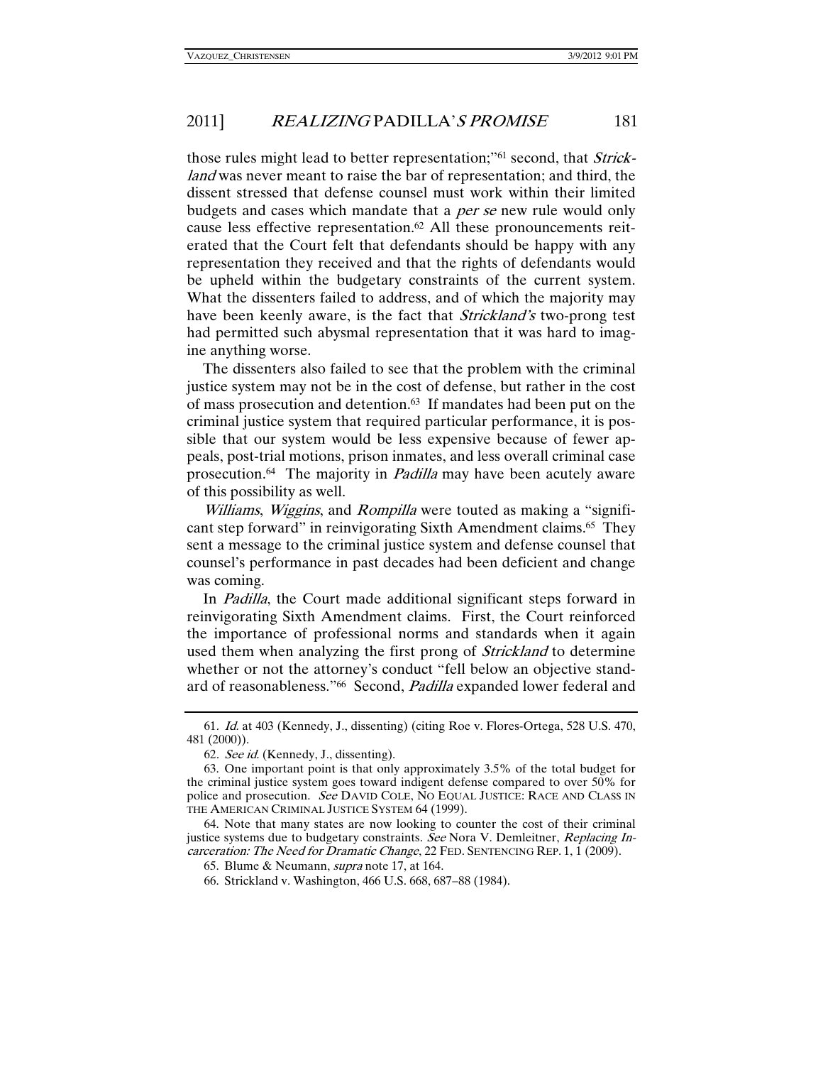those rules might lead to better representation;"[61] second, that *Strickland* was never meant to raise the bar of representation; and third, the dissent stressed that defense counsel must work within their limited budgets and cases which mandate that a *per se* new rule would only cause less effective representation.[62] All these pronouncements reiterated that the Court felt that defendants should be happy with any representation they received and that the rights of defendants would be upheld within the budgetary constraints of the current system. What the dissenters failed to address, and of which the majority may have been keenly aware, is the fact that *Strickland's* two-prong test had permitted such abysmal representation that it was hard to imagine anything worse.

The dissenters also failed to see that the problem with the criminal justice system may not be in the cost of defense, but rather in the cost of mass prosecution and detention.[63] If mandates had been put on the criminal justice system that required particular performance, it is possible that our system would be less expensive because of fewer appeals, post-trial motions, prison inmates, and less overall criminal case prosecution.[64] The majority in *Padilla* may have been acutely aware of this possibility as well.

*Williams*, *Wiggins*, and *Rompilla* were touted as making a "significant step forward" in reinvigorating Sixth Amendment claims.[65] They sent a message to the criminal justice system and defense counsel that counsel's performance in past decades had been deficient and change was coming.

In *Padilla*, the Court made additional significant steps forward in reinvigorating Sixth Amendment claims. First, the Court reinforced the importance of professional norms and standards when it again used them when analyzing the first prong of *Strickland* to determine whether or not the attorney's conduct "fell below an objective standard of reasonableness."[66] Second, *Padilla* expanded lower federal and

---

61. *Id.* at 403 (Kennedy, J., dissenting) (citing Roe v. Flores-Ortega, 528 U.S. 470, 481 (2000)).

62. *See id.* (Kennedy, J., dissenting).

63. One important point is that only approximately 3.5% of the total budget for the criminal justice system goes toward indigent defense compared to over 50% for police and prosecution. *See* DAVID COLE, NO EQUAL JUSTICE: RACE AND CLASS IN THE AMERICAN CRIMINAL JUSTICE SYSTEM 64 (1999).

64. Note that many states are now looking to counter the cost of their criminal justice systems due to budgetary constraints. *See* Nora V. Demleitner, *Replacing Incarceration: The Need for Dramatic Change*, 22 FED. SENTENCING REP. 1, 1 (2009).

65. Blume & Neumann, *supra* note 17, at 164.

66. Strickland v. Washington, 466 U.S. 668, 687–88 (1984).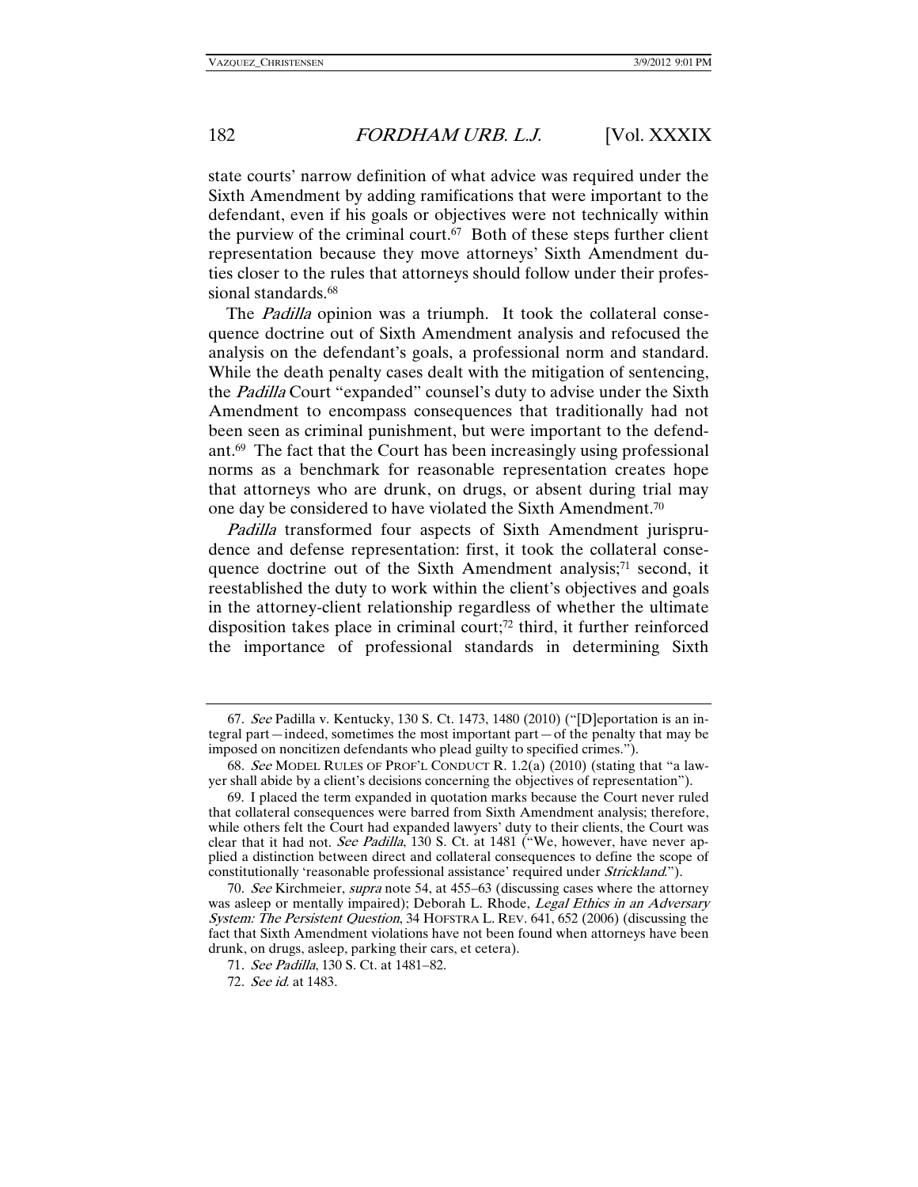state courts' narrow definition of what advice was required under the Sixth Amendment by adding ramifications that were important to the defendant, even if his goals or objectives were not technically within the purview of the criminal court.[67] Both of these steps further client representation because they move attorneys' Sixth Amendment duties closer to the rules that attorneys should follow under their professional standards.[68]

The *Padilla* opinion was a triumph. It took the collateral consequence doctrine out of Sixth Amendment analysis and refocused the analysis on the defendant's goals, a professional norm and standard. While the death penalty cases dealt with the mitigation of sentencing, the *Padilla* Court "expanded" counsel's duty to advise under the Sixth Amendment to encompass consequences that traditionally had not been seen as criminal punishment, but were important to the defendant.[69] The fact that the Court has been increasingly using professional norms as a benchmark for reasonable representation creates hope that attorneys who are drunk, on drugs, or absent during trial may one day be considered to have violated the Sixth Amendment.[70]

*Padilla* transformed four aspects of Sixth Amendment jurisprudence and defense representation: first, it took the collateral consequence doctrine out of the Sixth Amendment analysis;[71] second, it reestablished the duty to work within the client's objectives and goals in the attorney-client relationship regardless of whether the ultimate disposition takes place in criminal court;[72] third, it further reinforced the importance of professional standards in determining Sixth

---

67. *See* Padilla v. Kentucky, 130 S. Ct. 1473, 1480 (2010) ("[D]eportation is an integral part—indeed, sometimes the most important part—of the penalty that may be imposed on noncitizen defendants who plead guilty to specified crimes.").

68. *See* MODEL RULES OF PROF'L CONDUCT R. 1.2(a) (2010) (stating that "a lawyer shall abide by a client's decisions concerning the objectives of representation").

69. I placed the term expanded in quotation marks because the Court never ruled that collateral consequences were barred from Sixth Amendment analysis; therefore, while others felt the Court had expanded lawyers' duty to their clients, the Court was clear that it had not. *See Padilla*, 130 S. Ct. at 1481 ("We, however, have never applied a distinction between direct and collateral consequences to define the scope of constitutionally 'reasonable professional assistance' required under *Strickland*.").

70. *See* Kirchmeier, *supra* note 54, at 455–63 (discussing cases where the attorney was asleep or mentally impaired); Deborah L. Rhode, *Legal Ethics in an Adversary System: The Persistent Question*, 34 HOFSTRA L. REV. 641, 652 (2006) (discussing the fact that Sixth Amendment violations have not been found when attorneys have been drunk, on drugs, asleep, parking their cars, et cetera).

71. *See Padilla*, 130 S. Ct. at 1481–82.

72. *See id.* at 1483.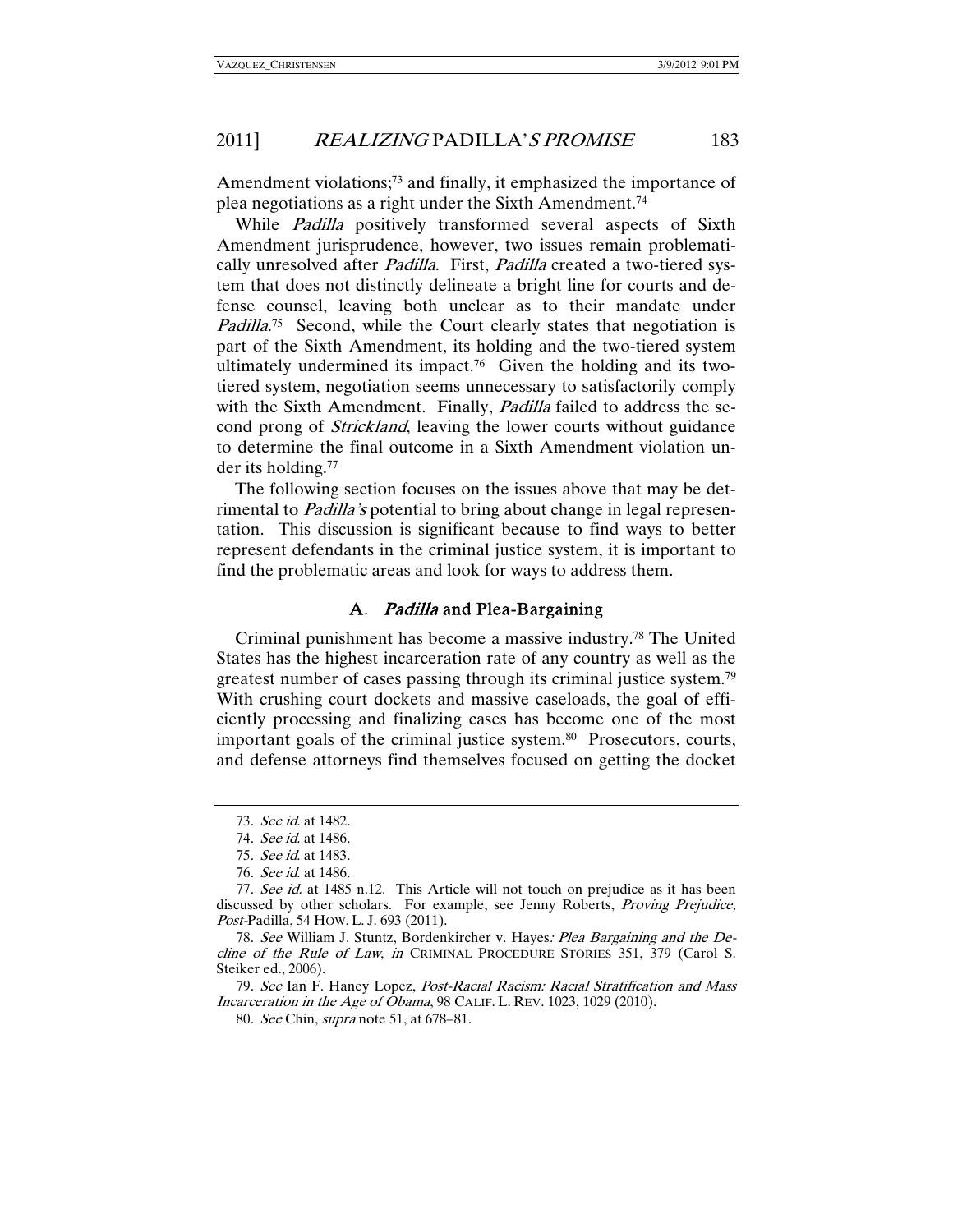Amendment violations;[73] and finally, it emphasized the importance of plea negotiations as a right under the Sixth Amendment.[74]

While *Padilla* positively transformed several aspects of Sixth Amendment jurisprudence, however, two issues remain problematically unresolved after *Padilla*. First, *Padilla* created a two-tiered system that does not distinctly delineate a bright line for courts and defense counsel, leaving both unclear as to their mandate under *Padilla*.[75] Second, while the Court clearly states that negotiation is part of the Sixth Amendment, its holding and the two-tiered system ultimately undermined its impact.[76] Given the holding and its two-tiered system, negotiation seems unnecessary to satisfactorily comply with the Sixth Amendment. Finally, *Padilla* failed to address the second prong of *Strickland*, leaving the lower courts without guidance to determine the final outcome in a Sixth Amendment violation under its holding.[77]

The following section focuses on the issues above that may be detrimental to *Padilla's* potential to bring about change in legal representation. This discussion is significant because to find ways to better represent defendants in the criminal justice system, it is important to find the problematic areas and look for ways to address them.

### A. *Padilla* and Plea-Bargaining

Criminal punishment has become a massive industry.[78] The United States has the highest incarceration rate of any country as well as the greatest number of cases passing through its criminal justice system.[79] With crushing court dockets and massive caseloads, the goal of efficiently processing and finalizing cases has become one of the most important goals of the criminal justice system.[80] Prosecutors, courts, and defense attorneys find themselves focused on getting the docket

---

73. *See id.* at 1482.

74. *See id.* at 1486.

75. *See id.* at 1483.

76. *See id.* at 1486.

77. *See id.* at 1485 n.12. This Article will not touch on prejudice as it has been discussed by other scholars. For example, see Jenny Roberts, *Proving Prejudice, Post-*Padilla, 54 HOW. L. J. 693 (2011).

78. *See* William J. Stuntz, Bordenkircher v. Hayes*: Plea Bargaining and the Decline of the Rule of Law*, *in* CRIMINAL PROCEDURE STORIES 351, 379 (Carol S. Steiker ed., 2006).

79. *See* Ian F. Haney Lopez, *Post-Racial Racism: Racial Stratification and Mass Incarceration in the Age of Obama*, 98 CALIF. L. REV. 1023, 1029 (2010).

80. *See* Chin, *supra* note 51, at 678–81.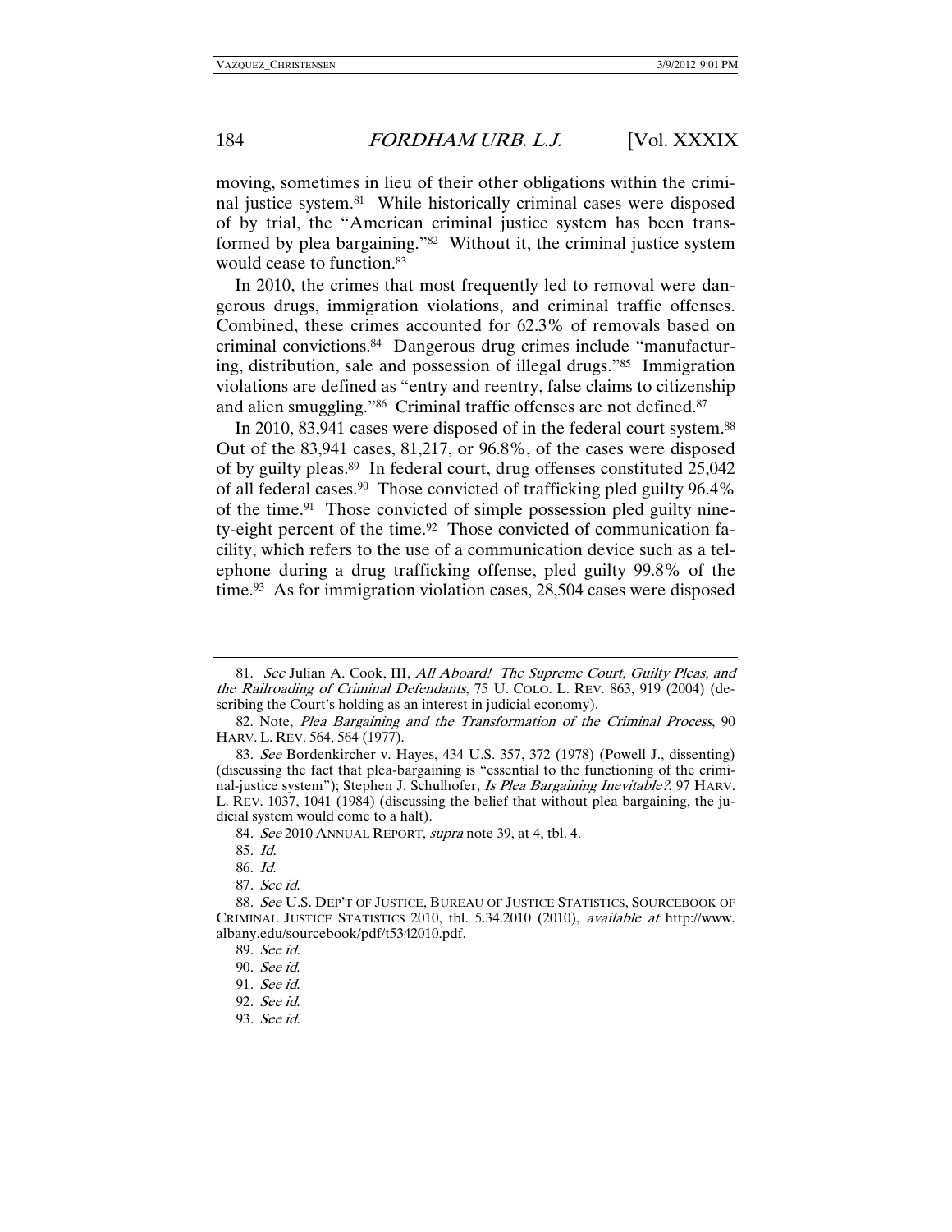moving, sometimes in lieu of their other obligations within the criminal justice system.[81] While historically criminal cases were disposed of by trial, the "American criminal justice system has been transformed by plea bargaining."[82] Without it, the criminal justice system would cease to function.[83]

In 2010, the crimes that most frequently led to removal were dangerous drugs, immigration violations, and criminal traffic offenses. Combined, these crimes accounted for 62.3% of removals based on criminal convictions.[84] Dangerous drug crimes include "manufacturing, distribution, sale and possession of illegal drugs."[85] Immigration violations are defined as "entry and reentry, false claims to citizenship and alien smuggling."[86] Criminal traffic offenses are not defined.[87]

In 2010, 83,941 cases were disposed of in the federal court system.[88] Out of the 83,941 cases, 81,217, or 96.8%, of the cases were disposed of by guilty pleas.[89] In federal court, drug offenses constituted 25,042 of all federal cases.[90] Those convicted of trafficking pled guilty 96.4% of the time.[91] Those convicted of simple possession pled guilty ninety-eight percent of the time.[92] Those convicted of communication facility, which refers to the use of a communication device such as a telephone during a drug trafficking offense, pled guilty 99.8% of the time.[93] As for immigration violation cases, 28,504 cases were disposed

---

81. *See* Julian A. Cook, III, *All Aboard! The Supreme Court, Guilty Pleas, and the Railroading of Criminal Defendants*, 75 U. COLO. L. REV. 863, 919 (2004) (describing the Court's holding as an interest in judicial economy).

82. Note, *Plea Bargaining and the Transformation of the Criminal Process*, 90 HARV. L. REV. 564, 564 (1977).

83. *See* Bordenkircher v. Hayes, 434 U.S. 357, 372 (1978) (Powell J., dissenting) (discussing the fact that plea-bargaining is "essential to the functioning of the criminal-justice system"); Stephen J. Schulhofer, *Is Plea Bargaining Inevitable?*, 97 HARV. L. REV. 1037, 1041 (1984) (discussing the belief that without plea bargaining, the judicial system would come to a halt).

84. *See* 2010 ANNUAL REPORT, *supra* note 39, at 4, tbl. 4.

85. *Id.*

86. *Id.*

87. *See id.*

88. *See* U.S. DEP'T OF JUSTICE, BUREAU OF JUSTICE STATISTICS, SOURCEBOOK OF CRIMINAL JUSTICE STATISTICS 2010, tbl. 5.34.2010 (2010), *available at* http://www.albany.edu/sourcebook/pdf/t5342010.pdf.

89. *See id.*

90. *See id.*

91. *See id.*

92. *See id.*

93. *See id.*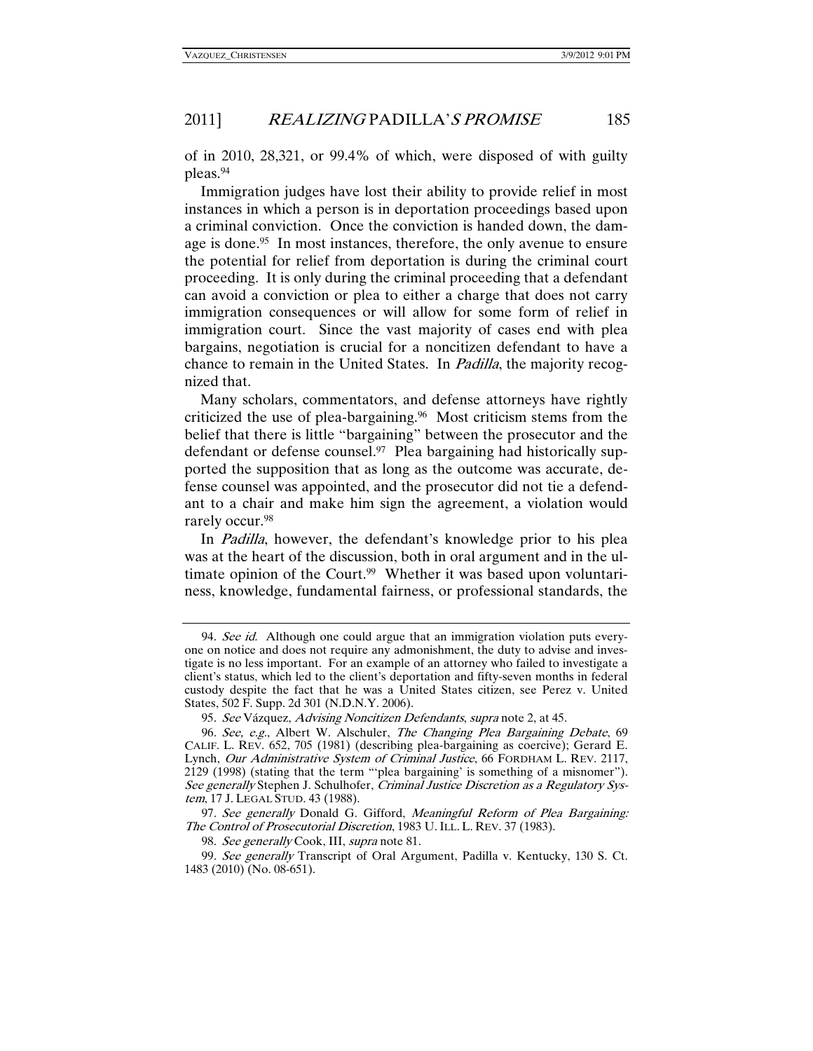of in 2010, 28,321, or 99.4% of which, were disposed of with guilty pleas.[94]

Immigration judges have lost their ability to provide relief in most instances in which a person is in deportation proceedings based upon a criminal conviction. Once the conviction is handed down, the damage is done.[95] In most instances, therefore, the only avenue to ensure the potential for relief from deportation is during the criminal court proceeding. It is only during the criminal proceeding that a defendant can avoid a conviction or plea to either a charge that does not carry immigration consequences or will allow for some form of relief in immigration court. Since the vast majority of cases end with plea bargains, negotiation is crucial for a noncitizen defendant to have a chance to remain in the United States. In *Padilla*, the majority recognized that.

Many scholars, commentators, and defense attorneys have rightly criticized the use of plea-bargaining.[96] Most criticism stems from the belief that there is little "bargaining" between the prosecutor and the defendant or defense counsel.[97] Plea bargaining had historically supported the supposition that as long as the outcome was accurate, defense counsel was appointed, and the prosecutor did not tie a defendant to a chair and make him sign the agreement, a violation would rarely occur.[98]

In *Padilla*, however, the defendant's knowledge prior to his plea was at the heart of the discussion, both in oral argument and in the ultimate opinion of the Court.[99] Whether it was based upon voluntariness, knowledge, fundamental fairness, or professional standards, the

---

94. *See id.* Although one could argue that an immigration violation puts everyone on notice and does not require any admonishment, the duty to advise and investigate is no less important. For an example of an attorney who failed to investigate a client's status, which led to the client's deportation and fifty-seven months in federal custody despite the fact that he was a United States citizen, see Perez v. United States, 502 F. Supp. 2d 301 (N.D.N.Y. 2006).

95. *See* Vázquez, *Advising Noncitizen Defendants*, *supra* note 2, at 45.

96. *See, e.g.*, Albert W. Alschuler, *The Changing Plea Bargaining Debate*, 69 CALIF. L. REV. 652, 705 (1981) (describing plea-bargaining as coercive); Gerard E. Lynch, *Our Administrative System of Criminal Justice*, 66 FORDHAM L. REV. 2117, 2129 (1998) (stating that the term "'plea bargaining' is something of a misnomer"). *See generally* Stephen J. Schulhofer, *Criminal Justice Discretion as a Regulatory System*, 17 J. LEGAL STUD. 43 (1988).

97. *See generally* Donald G. Gifford, *Meaningful Reform of Plea Bargaining: The Control of Prosecutorial Discretion*, 1983 U. ILL. L. REV. 37 (1983).

98. *See generally* Cook, III, *supra* note 81.

99. *See generally* Transcript of Oral Argument, Padilla v. Kentucky, 130 S. Ct. 1483 (2010) (No. 08-651).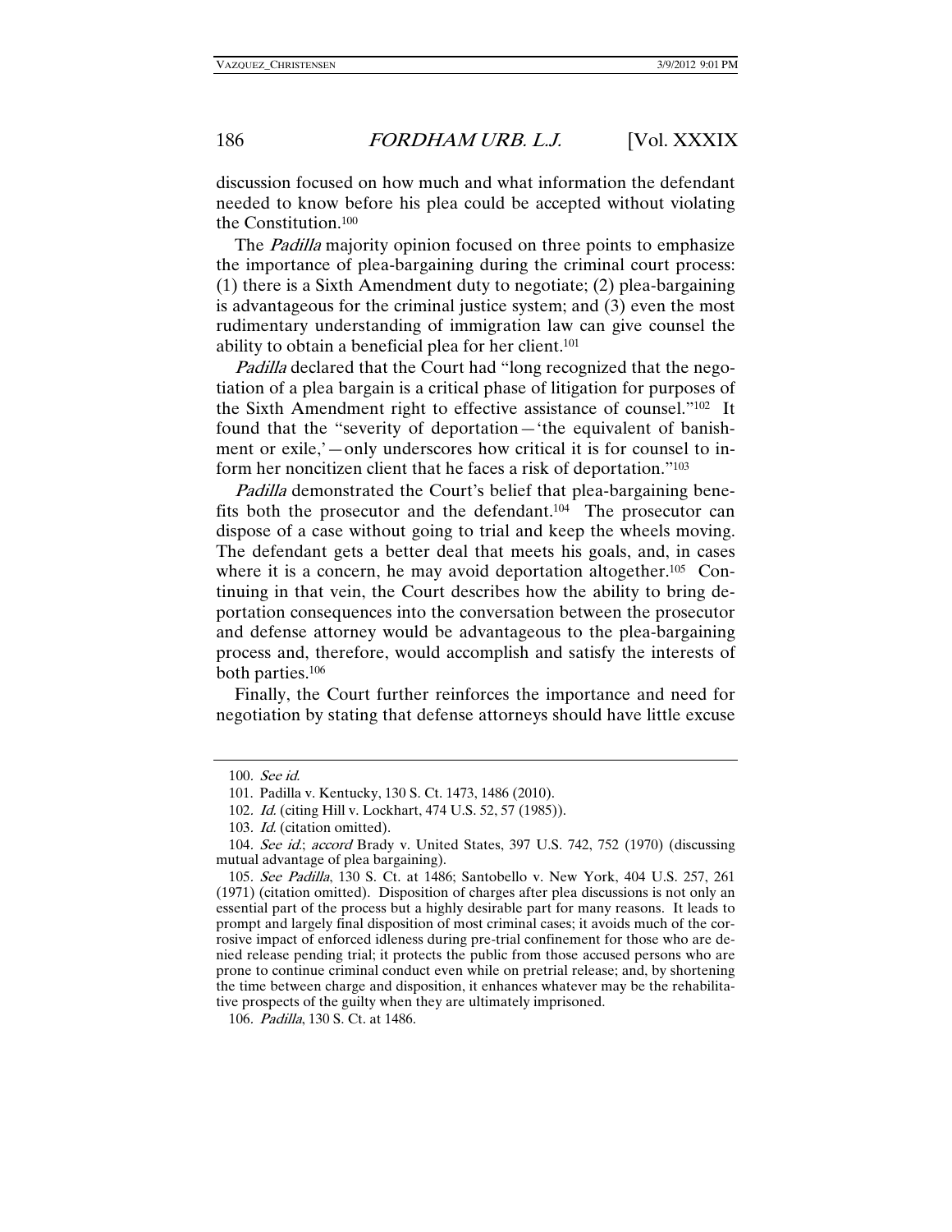discussion focused on how much and what information the defendant needed to know before his plea could be accepted without violating the Constitution.[100]

The *Padilla* majority opinion focused on three points to emphasize the importance of plea-bargaining during the criminal court process: (1) there is a Sixth Amendment duty to negotiate; (2) plea-bargaining is advantageous for the criminal justice system; and (3) even the most rudimentary understanding of immigration law can give counsel the ability to obtain a beneficial plea for her client.[101]

*Padilla* declared that the Court had "long recognized that the negotiation of a plea bargain is a critical phase of litigation for purposes of the Sixth Amendment right to effective assistance of counsel."[102] It found that the "severity of deportation—'the equivalent of banishment or exile,'—only underscores how critical it is for counsel to inform her noncitizen client that he faces a risk of deportation."[103]

*Padilla* demonstrated the Court's belief that plea-bargaining benefits both the prosecutor and the defendant.[104] The prosecutor can dispose of a case without going to trial and keep the wheels moving. The defendant gets a better deal that meets his goals, and, in cases where it is a concern, he may avoid deportation altogether.[105] Continuing in that vein, the Court describes how the ability to bring deportation consequences into the conversation between the prosecutor and defense attorney would be advantageous to the plea-bargaining process and, therefore, would accomplish and satisfy the interests of both parties.[106]

Finally, the Court further reinforces the importance and need for negotiation by stating that defense attorneys should have little excuse

---

100. *See id.*

101. Padilla v. Kentucky, 130 S. Ct. 1473, 1486 (2010).

102. *Id.* (citing Hill v. Lockhart, 474 U.S. 52, 57 (1985)).

103. *Id.* (citation omitted).

104. *See id.*; *accord* Brady v. United States, 397 U.S. 742, 752 (1970) (discussing mutual advantage of plea bargaining).

105. *See Padilla*, 130 S. Ct. at 1486; Santobello v. New York, 404 U.S. 257, 261 (1971) (citation omitted). Disposition of charges after plea discussions is not only an essential part of the process but a highly desirable part for many reasons. It leads to prompt and largely final disposition of most criminal cases; it avoids much of the corrosive impact of enforced idleness during pre-trial confinement for those who are denied release pending trial; it protects the public from those accused persons who are prone to continue criminal conduct even while on pretrial release; and, by shortening the time between charge and disposition, it enhances whatever may be the rehabilitative prospects of the guilty when they are ultimately imprisoned.

106. *Padilla*, 130 S. Ct. at 1486.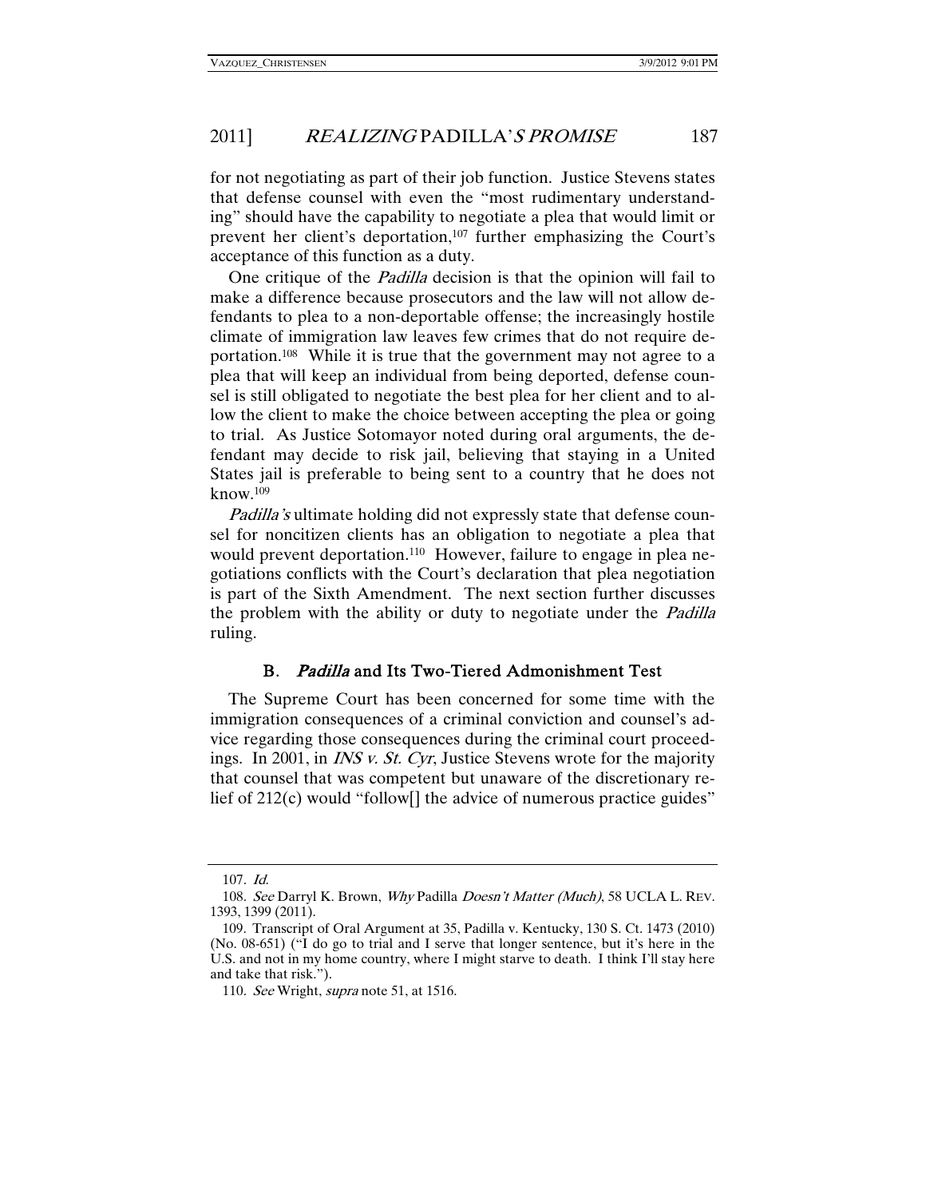for not negotiating as part of their job function. Justice Stevens states that defense counsel with even the "most rudimentary understanding" should have the capability to negotiate a plea that would limit or prevent her client's deportation,[107] further emphasizing the Court's acceptance of this function as a duty.

One critique of the *Padilla* decision is that the opinion will fail to make a difference because prosecutors and the law will not allow defendants to plea to a non-deportable offense; the increasingly hostile climate of immigration law leaves few crimes that do not require deportation.[108] While it is true that the government may not agree to a plea that will keep an individual from being deported, defense counsel is still obligated to negotiate the best plea for her client and to allow the client to make the choice between accepting the plea or going to trial. As Justice Sotomayor noted during oral arguments, the defendant may decide to risk jail, believing that staying in a United States jail is preferable to being sent to a country that he does not know.[109]

*Padilla's* ultimate holding did not expressly state that defense counsel for noncitizen clients has an obligation to negotiate a plea that would prevent deportation.[110] However, failure to engage in plea negotiations conflicts with the Court's declaration that plea negotiation is part of the Sixth Amendment. The next section further discusses the problem with the ability or duty to negotiate under the *Padilla* ruling.

### B. *Padilla* and Its Two-Tiered Admonishment Test

The Supreme Court has been concerned for some time with the immigration consequences of a criminal conviction and counsel's advice regarding those consequences during the criminal court proceedings. In 2001, in *INS v. St. Cyr*, Justice Stevens wrote for the majority that counsel that was competent but unaware of the discretionary relief of 212(c) would "follow[] the advice of numerous practice guides"

---

107. *Id.*

108. *See* Darryl K. Brown, *Why* Padilla *Doesn't Matter (Much)*, 58 UCLA L. REV. 1393, 1399 (2011).

109. Transcript of Oral Argument at 35, Padilla v. Kentucky, 130 S. Ct. 1473 (2010) (No. 08-651) ("I do go to trial and I serve that longer sentence, but it's here in the U.S. and not in my home country, where I might starve to death. I think I'll stay here and take that risk.").

110. *See* Wright, *supra* note 51, at 1516.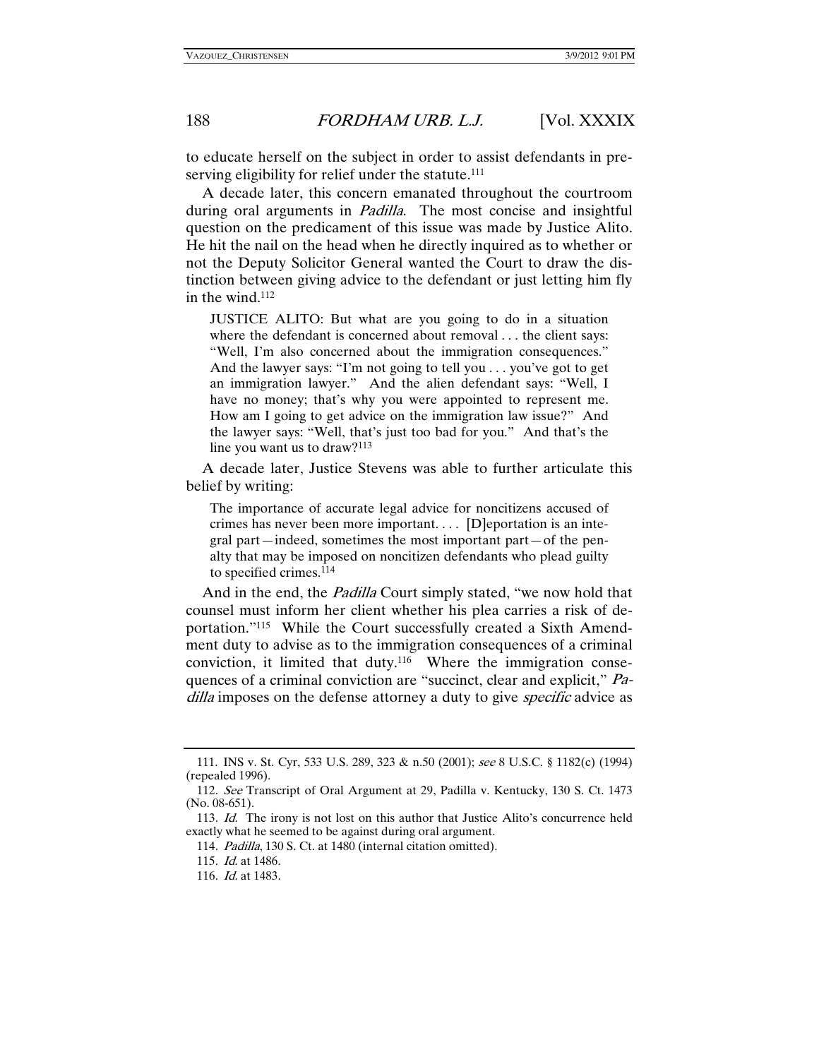to educate herself on the subject in order to assist defendants in preserving eligibility for relief under the statute.[111]

A decade later, this concern emanated throughout the courtroom during oral arguments in *Padilla*. The most concise and insightful question on the predicament of this issue was made by Justice Alito. He hit the nail on the head when he directly inquired as to whether or not the Deputy Solicitor General wanted the Court to draw the distinction between giving advice to the defendant or just letting him fly in the wind.[112]

> JUSTICE ALITO: But what are you going to do in a situation where the defendant is concerned about removal . . . the client says: "Well, I'm also concerned about the immigration consequences." And the lawyer says: "I'm not going to tell you . . . you've got to get an immigration lawyer." And the alien defendant says: "Well, I have no money; that's why you were appointed to represent me. How am I going to get advice on the immigration law issue?" And the lawyer says: "Well, that's just too bad for you." And that's the line you want us to draw?[113]

A decade later, Justice Stevens was able to further articulate this belief by writing:

> The importance of accurate legal advice for noncitizens accused of crimes has never been more important. . . . [D]eportation is an integral part—indeed, sometimes the most important part—of the penalty that may be imposed on noncitizen defendants who plead guilty to specified crimes.[114]

And in the end, the *Padilla* Court simply stated, "we now hold that counsel must inform her client whether his plea carries a risk of deportation."[115] While the Court successfully created a Sixth Amendment duty to advise as to the immigration consequences of a criminal conviction, it limited that duty.[116] Where the immigration consequences of a criminal conviction are "succinct, clear and explicit," *Padilla* imposes on the defense attorney a duty to give *specific* advice as

---

111. INS v. St. Cyr, 533 U.S. 289, 323 & n.50 (2001); *see* 8 U.S.C. § 1182(c) (1994) (repealed 1996).

112. *See* Transcript of Oral Argument at 29, Padilla v. Kentucky, 130 S. Ct. 1473 (No. 08-651).

113. *Id.* The irony is not lost on this author that Justice Alito's concurrence held exactly what he seemed to be against during oral argument.

114. *Padilla*, 130 S. Ct. at 1480 (internal citation omitted).

115. *Id.* at 1486.

116. *Id.* at 1483.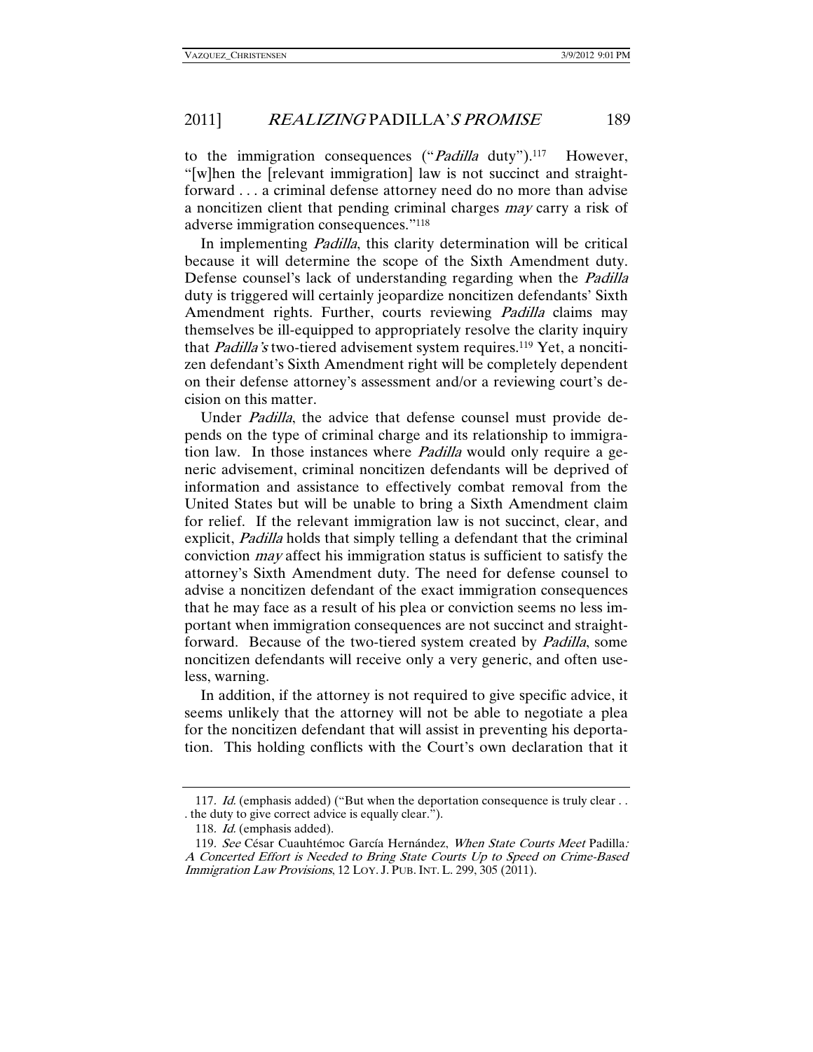to the immigration consequences ("*Padilla* duty").[117] However, "[w]hen the [relevant immigration] law is not succinct and straightforward . . . a criminal defense attorney need do no more than advise a noncitizen client that pending criminal charges *may* carry a risk of adverse immigration consequences."[118]

In implementing *Padilla*, this clarity determination will be critical because it will determine the scope of the Sixth Amendment duty. Defense counsel's lack of understanding regarding when the *Padilla* duty is triggered will certainly jeopardize noncitizen defendants' Sixth Amendment rights. Further, courts reviewing *Padilla* claims may themselves be ill-equipped to appropriately resolve the clarity inquiry that *Padilla's* two-tiered advisement system requires.[119] Yet, a noncitizen defendant's Sixth Amendment right will be completely dependent on their defense attorney's assessment and/or a reviewing court's decision on this matter.

Under *Padilla*, the advice that defense counsel must provide depends on the type of criminal charge and its relationship to immigration law. In those instances where *Padilla* would only require a generic advisement, criminal noncitizen defendants will be deprived of information and assistance to effectively combat removal from the United States but will be unable to bring a Sixth Amendment claim for relief. If the relevant immigration law is not succinct, clear, and explicit, *Padilla* holds that simply telling a defendant that the criminal conviction *may* affect his immigration status is sufficient to satisfy the attorney's Sixth Amendment duty. The need for defense counsel to advise a noncitizen defendant of the exact immigration consequences that he may face as a result of his plea or conviction seems no less important when immigration consequences are not succinct and straightforward. Because of the two-tiered system created by *Padilla*, some noncitizen defendants will receive only a very generic, and often useless, warning.

In addition, if the attorney is not required to give specific advice, it seems unlikely that the attorney will not be able to negotiate a plea for the noncitizen defendant that will assist in preventing his deportation. This holding conflicts with the Court's own declaration that it

---

117. *Id.* (emphasis added) ("But when the deportation consequence is truly clear . . . the duty to give correct advice is equally clear.").

118. *Id.* (emphasis added).

119. *See* César Cuauhtémoc García Hernández, *When State Courts Meet* Padilla*: A Concerted Effort is Needed to Bring State Courts Up to Speed on Crime-Based Immigration Law Provisions*, 12 LOY. J. PUB. INT. L. 299, 305 (2011).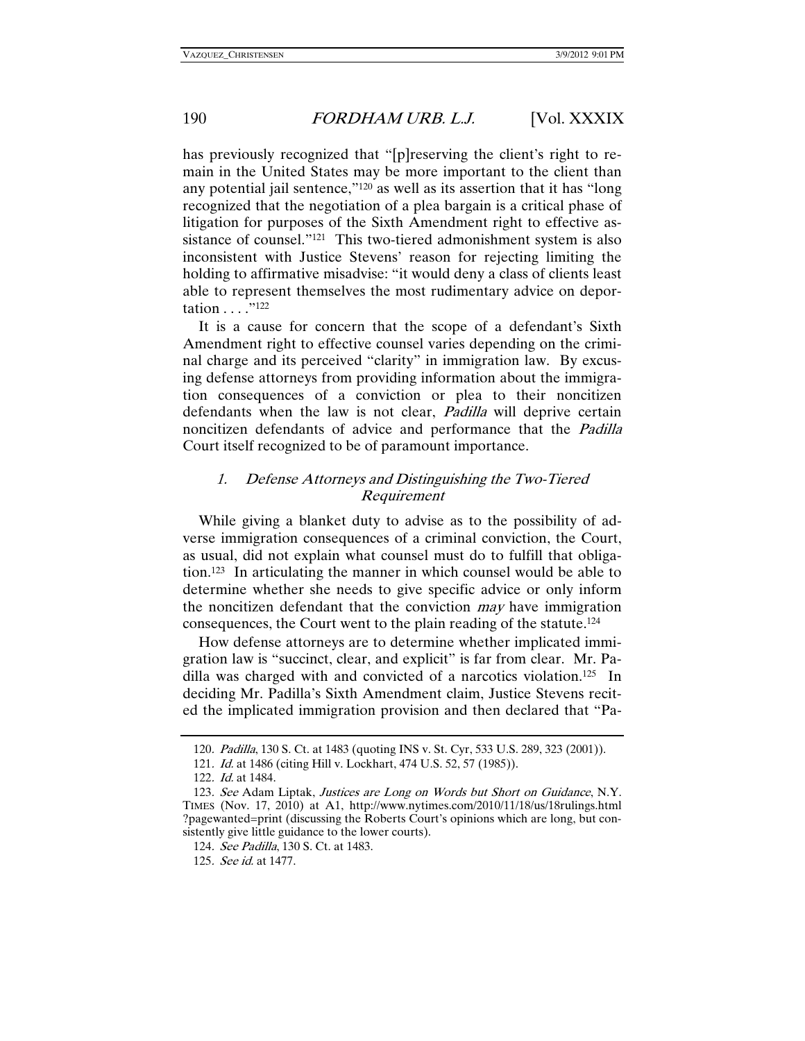has previously recognized that "[p]reserving the client's right to remain in the United States may be more important to the client than any potential jail sentence,"[120] as well as its assertion that it has "long recognized that the negotiation of a plea bargain is a critical phase of litigation for purposes of the Sixth Amendment right to effective assistance of counsel."[121] This two-tiered admonishment system is also inconsistent with Justice Stevens' reason for rejecting limiting the holding to affirmative misadvise: "it would deny a class of clients least able to represent themselves the most rudimentary advice on deportation . . . ."[122]

It is a cause for concern that the scope of a defendant's Sixth Amendment right to effective counsel varies depending on the criminal charge and its perceived "clarity" in immigration law. By excusing defense attorneys from providing information about the immigration consequences of a conviction or plea to their noncitizen defendants when the law is not clear, *Padilla* will deprive certain noncitizen defendants of advice and performance that the *Padilla* Court itself recognized to be of paramount importance.

### *1. Defense Attorneys and Distinguishing the Two-Tiered Requirement*

While giving a blanket duty to advise as to the possibility of adverse immigration consequences of a criminal conviction, the Court, as usual, did not explain what counsel must do to fulfill that obligation.[123] In articulating the manner in which counsel would be able to determine whether she needs to give specific advice or only inform the noncitizen defendant that the conviction *may* have immigration consequences, the Court went to the plain reading of the statute.[124]

How defense attorneys are to determine whether implicated immigration law is "succinct, clear, and explicit" is far from clear. Mr. Padilla was charged with and convicted of a narcotics violation.[125] In deciding Mr. Padilla's Sixth Amendment claim, Justice Stevens recited the implicated immigration provision and then declared that "Pa-

---

120. *Padilla*, 130 S. Ct. at 1483 (quoting INS v. St. Cyr, 533 U.S. 289, 323 (2001)).

121. *Id.* at 1486 (citing Hill v. Lockhart, 474 U.S. 52, 57 (1985)).

122. *Id.* at 1484.

123. *See* Adam Liptak, *Justices are Long on Words but Short on Guidance*, N.Y. TIMES (Nov. 17, 2010) at A1, http://www.nytimes.com/2010/11/18/us/18rulings.html?pagewanted=print (discussing the Roberts Court's opinions which are long, but consistently give little guidance to the lower courts).

124. *See Padilla*, 130 S. Ct. at 1483.

125. *See id.* at 1477.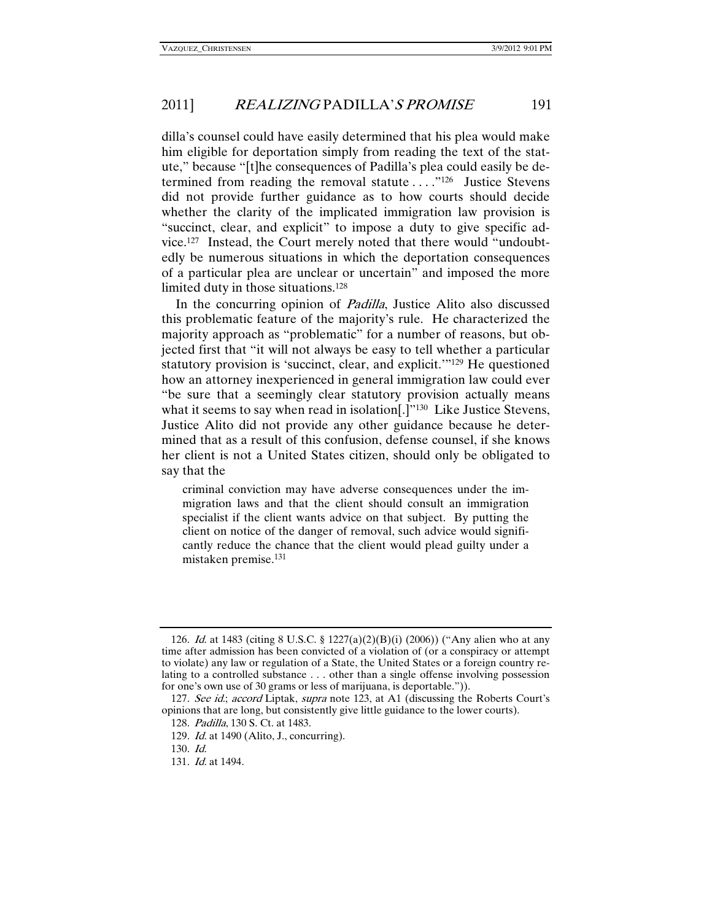dilla's counsel could have easily determined that his plea would make him eligible for deportation simply from reading the text of the statute," because "[t]he consequences of Padilla's plea could easily be determined from reading the removal statute . . . ."[126] Justice Stevens did not provide further guidance as to how courts should decide whether the clarity of the implicated immigration law provision is "succinct, clear, and explicit" to impose a duty to give specific advice.[127] Instead, the Court merely noted that there would "undoubtedly be numerous situations in which the deportation consequences of a particular plea are unclear or uncertain" and imposed the more limited duty in those situations.[128]

In the concurring opinion of *Padilla*, Justice Alito also discussed this problematic feature of the majority's rule. He characterized the majority approach as "problematic" for a number of reasons, but objected first that "it will not always be easy to tell whether a particular statutory provision is 'succinct, clear, and explicit.'"[129] He questioned how an attorney inexperienced in general immigration law could ever "be sure that a seemingly clear statutory provision actually means what it seems to say when read in isolation[.]"[130] Like Justice Stevens, Justice Alito did not provide any other guidance because he determined that as a result of this confusion, defense counsel, if she knows her client is not a United States citizen, should only be obligated to say that the

> criminal conviction may have adverse consequences under the immigration laws and that the client should consult an immigration specialist if the client wants advice on that subject. By putting the client on notice of the danger of removal, such advice would significantly reduce the chance that the client would plead guilty under a mistaken premise.[131]

---

126. *Id.* at 1483 (citing 8 U.S.C. § 1227(a)(2)(B)(i) (2006)) ("Any alien who at any time after admission has been convicted of a violation of (or a conspiracy or attempt to violate) any law or regulation of a State, the United States or a foreign country relating to a controlled substance . . . other than a single offense involving possession for one's own use of 30 grams or less of marijuana, is deportable.")).

127. *See id.*; *accord* Liptak, *supra* note 123, at A1 (discussing the Roberts Court's opinions that are long, but consistently give little guidance to the lower courts).

128. *Padilla*, 130 S. Ct. at 1483.

129. *Id.* at 1490 (Alito, J., concurring).

130. *Id.*

131. *Id.* at 1494.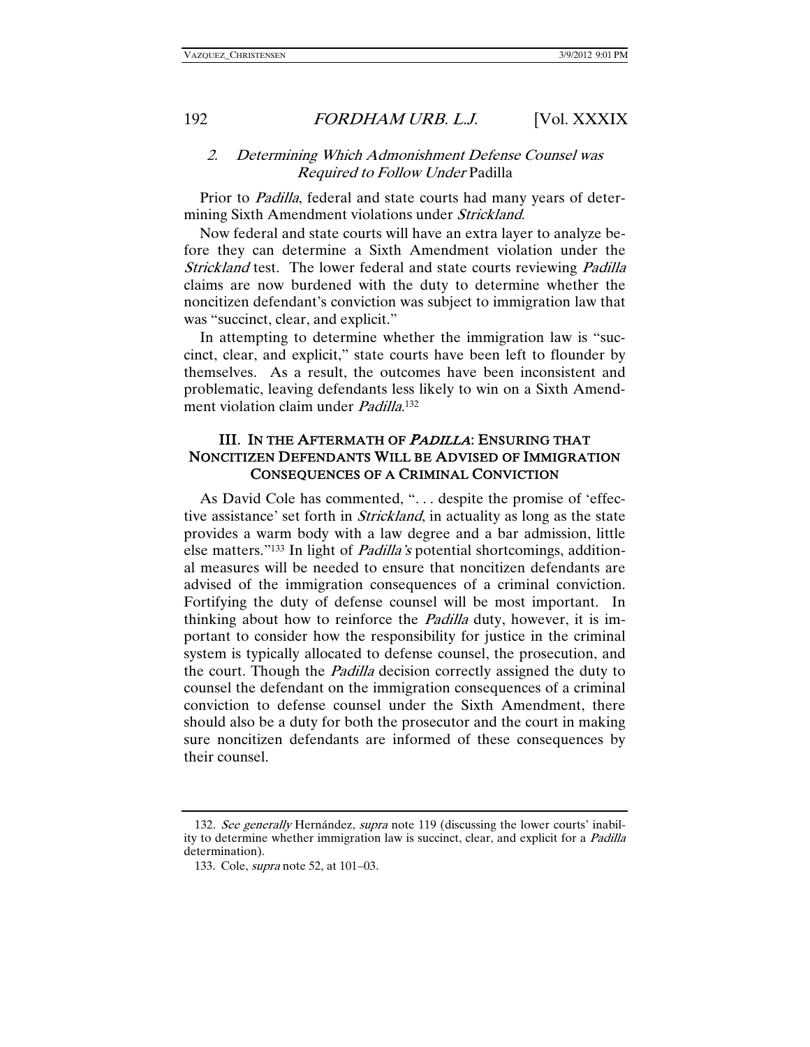### 2. *Determining Which Admonishment Defense Counsel was Required to Follow Under* Padilla

Prior to *Padilla*, federal and state courts had many years of determining Sixth Amendment violations under *Strickland*.

Now federal and state courts will have an extra layer to analyze before they can determine a Sixth Amendment violation under the *Strickland* test. The lower federal and state courts reviewing *Padilla* claims are now burdened with the duty to determine whether the noncitizen defendant's conviction was subject to immigration law that was "succinct, clear, and explicit."

In attempting to determine whether the immigration law is "succinct, clear, and explicit," state courts have been left to flounder by themselves. As a result, the outcomes have been inconsistent and problematic, leaving defendants less likely to win on a Sixth Amendment violation claim under *Padilla*.[132]

## III. IN THE AFTERMATH OF *PADILLA*: ENSURING THAT NONCITIZEN DEFENDANTS WILL BE ADVISED OF IMMIGRATION CONSEQUENCES OF A CRIMINAL CONVICTION

As David Cole has commented, ". . . despite the promise of 'effective assistance' set forth in *Strickland*, in actuality as long as the state provides a warm body with a law degree and a bar admission, little else matters."[133] In light of *Padilla's* potential shortcomings, additional measures will be needed to ensure that noncitizen defendants are advised of the immigration consequences of a criminal conviction. Fortifying the duty of defense counsel will be most important. In thinking about how to reinforce the *Padilla* duty, however, it is important to consider how the responsibility for justice in the criminal system is typically allocated to defense counsel, the prosecution, and the court. Though the *Padilla* decision correctly assigned the duty to counsel the defendant on the immigration consequences of a criminal conviction to defense counsel under the Sixth Amendment, there should also be a duty for both the prosecutor and the court in making sure noncitizen defendants are informed of these consequences by their counsel.

---

132. *See generally* Hernández, *supra* note 119 (discussing the lower courts' inability to determine whether immigration law is succinct, clear, and explicit for a *Padilla* determination).

133. Cole, *supra* note 52, at 101–03.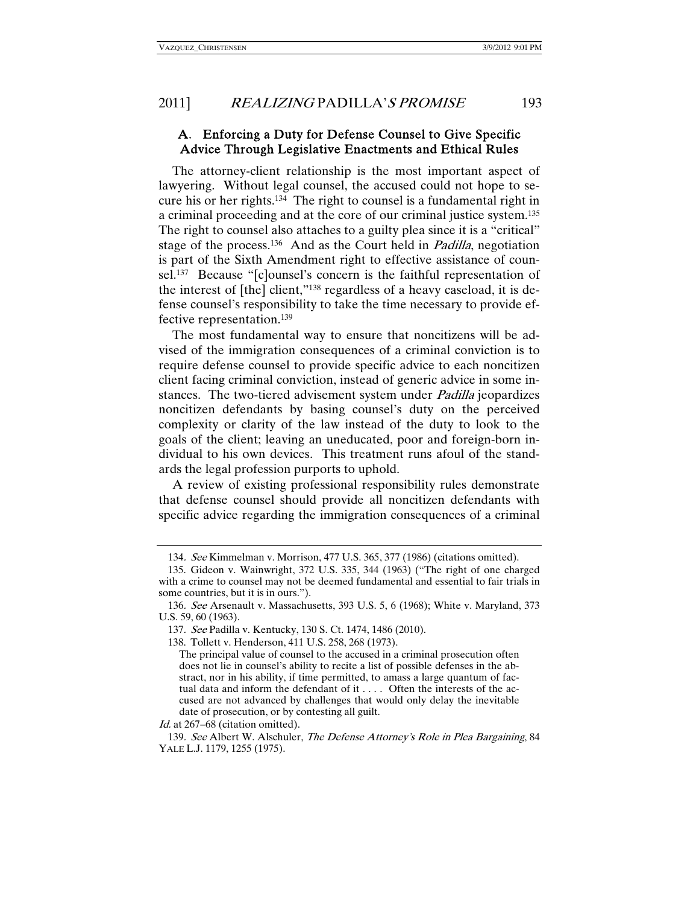### A. Enforcing a Duty for Defense Counsel to Give Specific Advice Through Legislative Enactments and Ethical Rules

The attorney-client relationship is the most important aspect of lawyering. Without legal counsel, the accused could not hope to secure his or her rights.[134] The right to counsel is a fundamental right in a criminal proceeding and at the core of our criminal justice system.[135] The right to counsel also attaches to a guilty plea since it is a "critical" stage of the process.[136] And as the Court held in *Padilla*, negotiation is part of the Sixth Amendment right to effective assistance of counsel.[137] Because "[c]ounsel's concern is the faithful representation of the interest of [the] client,"[138] regardless of a heavy caseload, it is defense counsel's responsibility to take the time necessary to provide effective representation.[139]

The most fundamental way to ensure that noncitizens will be advised of the immigration consequences of a criminal conviction is to require defense counsel to provide specific advice to each noncitizen client facing criminal conviction, instead of generic advice in some instances. The two-tiered advisement system under *Padilla* jeopardizes noncitizen defendants by basing counsel's duty on the perceived complexity or clarity of the law instead of the duty to look to the goals of the client; leaving an uneducated, poor and foreign-born individual to his own devices. This treatment runs afoul of the standards the legal profession purports to uphold.

A review of existing professional responsibility rules demonstrate that defense counsel should provide all noncitizen defendants with specific advice regarding the immigration consequences of a criminal

---

134. *See* Kimmelman v. Morrison, 477 U.S. 365, 377 (1986) (citations omitted).

135. Gideon v. Wainwright, 372 U.S. 335, 344 (1963) ("The right of one charged with a crime to counsel may not be deemed fundamental and essential to fair trials in some countries, but it is in ours.").

136. *See* Arsenault v. Massachusetts, 393 U.S. 5, 6 (1968); White v. Maryland, 373 U.S. 59, 60 (1963).

137. *See* Padilla v. Kentucky, 130 S. Ct. 1474, 1486 (2010).

138. Tollett v. Henderson, 411 U.S. 258, 268 (1973).

> The principal value of counsel to the accused in a criminal prosecution often does not lie in counsel's ability to recite a list of possible defenses in the abstract, nor in his ability, if time permitted, to amass a large quantum of factual data and inform the defendant of it . . . . Often the interests of the accused are not advanced by challenges that would only delay the inevitable date of prosecution, or by contesting all guilt.

*Id.* at 267–68 (citation omitted).

139. *See* Albert W. Alschuler, *The Defense Attorney's Role in Plea Bargaining*, 84 YALE L.J. 1179, 1255 (1975).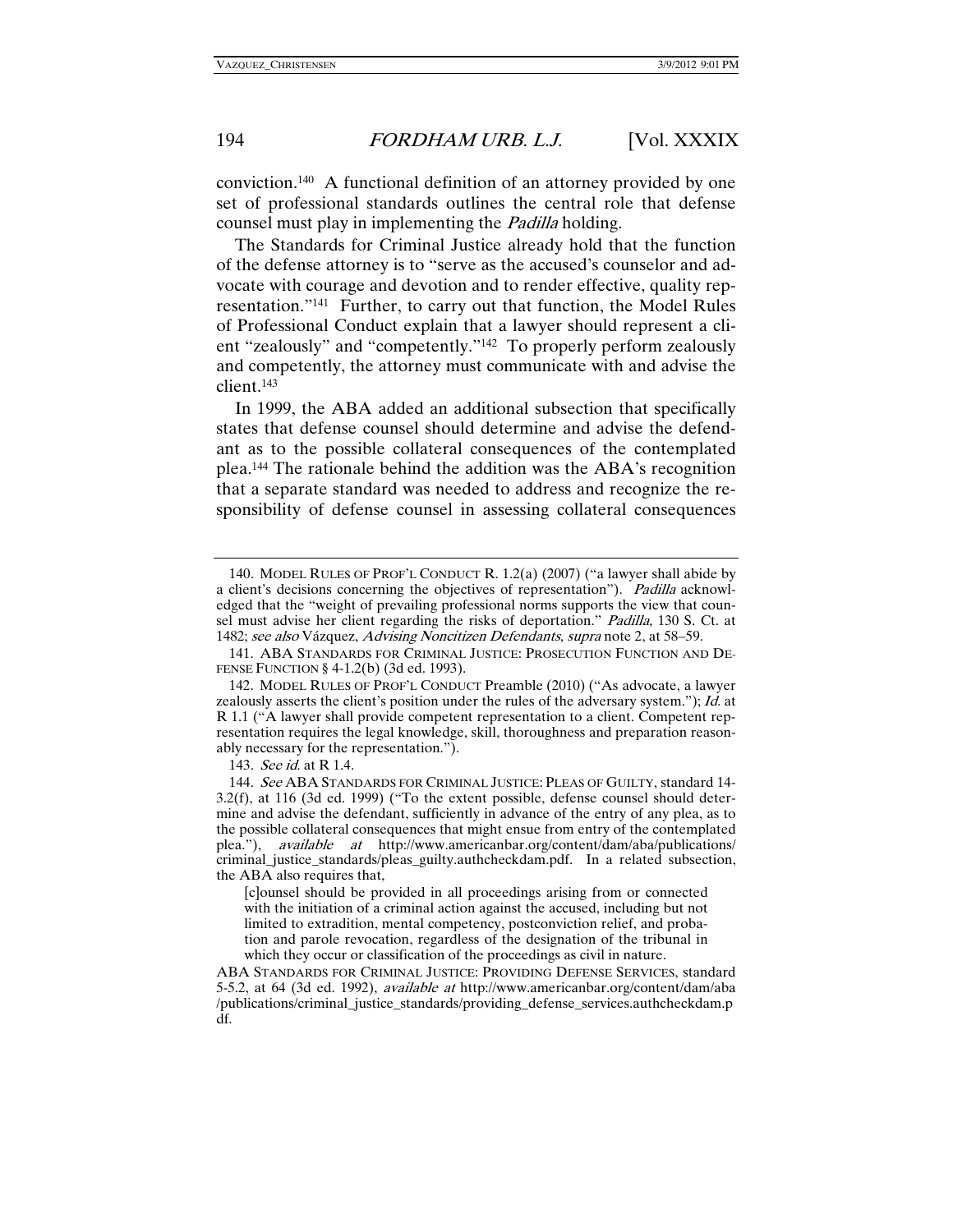conviction.[140] A functional definition of an attorney provided by one set of professional standards outlines the central role that defense counsel must play in implementing the *Padilla* holding.

The Standards for Criminal Justice already hold that the function of the defense attorney is to "serve as the accused's counselor and advocate with courage and devotion and to render effective, quality representation."[141] Further, to carry out that function, the Model Rules of Professional Conduct explain that a lawyer should represent a client "zealously" and "competently."[142] To properly perform zealously and competently, the attorney must communicate with and advise the client.[143]

In 1999, the ABA added an additional subsection that specifically states that defense counsel should determine and advise the defendant as to the possible collateral consequences of the contemplated plea.[144] The rationale behind the addition was the ABA's recognition that a separate standard was needed to address and recognize the responsibility of defense counsel in assessing collateral consequences

---

140. MODEL RULES OF PROF'L CONDUCT R. 1.2(a) (2007) ("a lawyer shall abide by a client's decisions concerning the objectives of representation"). *Padilla* acknowledged that the "weight of prevailing professional norms supports the view that counsel must advise her client regarding the risks of deportation." *Padilla*, 130 S. Ct. at 1482; *see also* Vázquez, *Advising Noncitizen Defendants*, *supra* note 2, at 58–59.

141. ABA STANDARDS FOR CRIMINAL JUSTICE: PROSECUTION FUNCTION AND DEFENSE FUNCTION § 4-1.2(b) (3d ed. 1993).

142. MODEL RULES OF PROF'L CONDUCT Preamble (2010) ("As advocate, a lawyer zealously asserts the client's position under the rules of the adversary system."); *Id.* at R 1.1 ("A lawyer shall provide competent representation to a client. Competent representation requires the legal knowledge, skill, thoroughness and preparation reasonably necessary for the representation.").

143. *See id.* at R 1.4.

144. *See* ABA STANDARDS FOR CRIMINAL JUSTICE: PLEAS OF GUILTY, standard 14-3.2(f), at 116 (3d ed. 1999) ("To the extent possible, defense counsel should determine and advise the defendant, sufficiently in advance of the entry of any plea, as to the possible collateral consequences that might ensue from entry of the contemplated plea."), *available at* http://www.americanbar.org/content/dam/aba/publications/criminal_justice_standards/pleas_guilty.authcheckdam.pdf. In a related subsection, the ABA also requires that,

> [c]ounsel should be provided in all proceedings arising from or connected with the initiation of a criminal action against the accused, including but not limited to extradition, mental competency, postconviction relief, and probation and parole revocation, regardless of the designation of the tribunal in which they occur or classification of the proceedings as civil in nature.

ABA STANDARDS FOR CRIMINAL JUSTICE: PROVIDING DEFENSE SERVICES, standard 5-5.2, at 64 (3d ed. 1992), *available at* http://www.americanbar.org/content/dam/aba/publications/criminal_justice_standards/providing_defense_services.authcheckdam.pdf.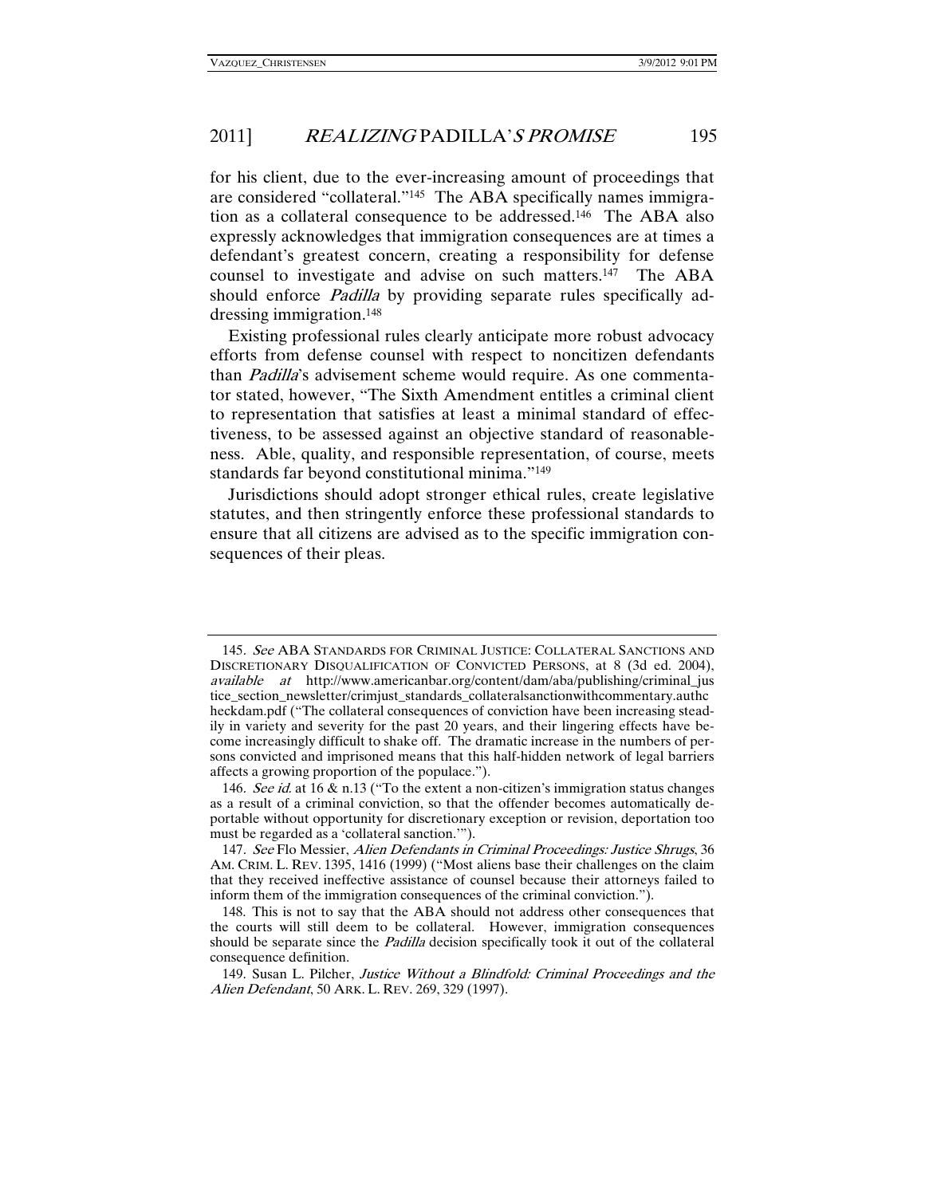for his client, due to the ever-increasing amount of proceedings that are considered "collateral."[145] The ABA specifically names immigration as a collateral consequence to be addressed.[146] The ABA also expressly acknowledges that immigration consequences are at times a defendant's greatest concern, creating a responsibility for defense counsel to investigate and advise on such matters.[147] The ABA should enforce *Padilla* by providing separate rules specifically addressing immigration.[148]

Existing professional rules clearly anticipate more robust advocacy efforts from defense counsel with respect to noncitizen defendants than *Padilla*'s advisement scheme would require. As one commentator stated, however, "The Sixth Amendment entitles a criminal client to representation that satisfies at least a minimal standard of effectiveness, to be assessed against an objective standard of reasonableness. Able, quality, and responsible representation, of course, meets standards far beyond constitutional minima."[149]

Jurisdictions should adopt stronger ethical rules, create legislative statutes, and then stringently enforce these professional standards to ensure that all citizens are advised as to the specific immigration consequences of their pleas.

---

145. *See* ABA STANDARDS FOR CRIMINAL JUSTICE: COLLATERAL SANCTIONS AND DISCRETIONARY DISQUALIFICATION OF CONVICTED PERSONS, at 8 (3d ed. 2004), *available at* http://www.americanbar.org/content/dam/aba/publishing/criminal_justice_section_newsletter/crimjust_standards_collateralsanctionwithcommentary.authcheckdam.pdf ("The collateral consequences of conviction have been increasing steadily in variety and severity for the past 20 years, and their lingering effects have become increasingly difficult to shake off. The dramatic increase in the numbers of persons convicted and imprisoned means that this half-hidden network of legal barriers affects a growing proportion of the populace.").

146. *See id.* at 16 & n.13 ("To the extent a non-citizen's immigration status changes as a result of a criminal conviction, so that the offender becomes automatically deportable without opportunity for discretionary exception or revision, deportation too must be regarded as a 'collateral sanction.'").

147. *See* Flo Messier, *Alien Defendants in Criminal Proceedings: Justice Shrugs*, 36 AM. CRIM. L. REV. 1395, 1416 (1999) ("Most aliens base their challenges on the claim that they received ineffective assistance of counsel because their attorneys failed to inform them of the immigration consequences of the criminal conviction.").

148. This is not to say that the ABA should not address other consequences that the courts will still deem to be collateral. However, immigration consequences should be separate since the *Padilla* decision specifically took it out of the collateral consequence definition.

149. Susan L. Pilcher, *Justice Without a Blindfold: Criminal Proceedings and the Alien Defendant*, 50 ARK. L. REV. 269, 329 (1997).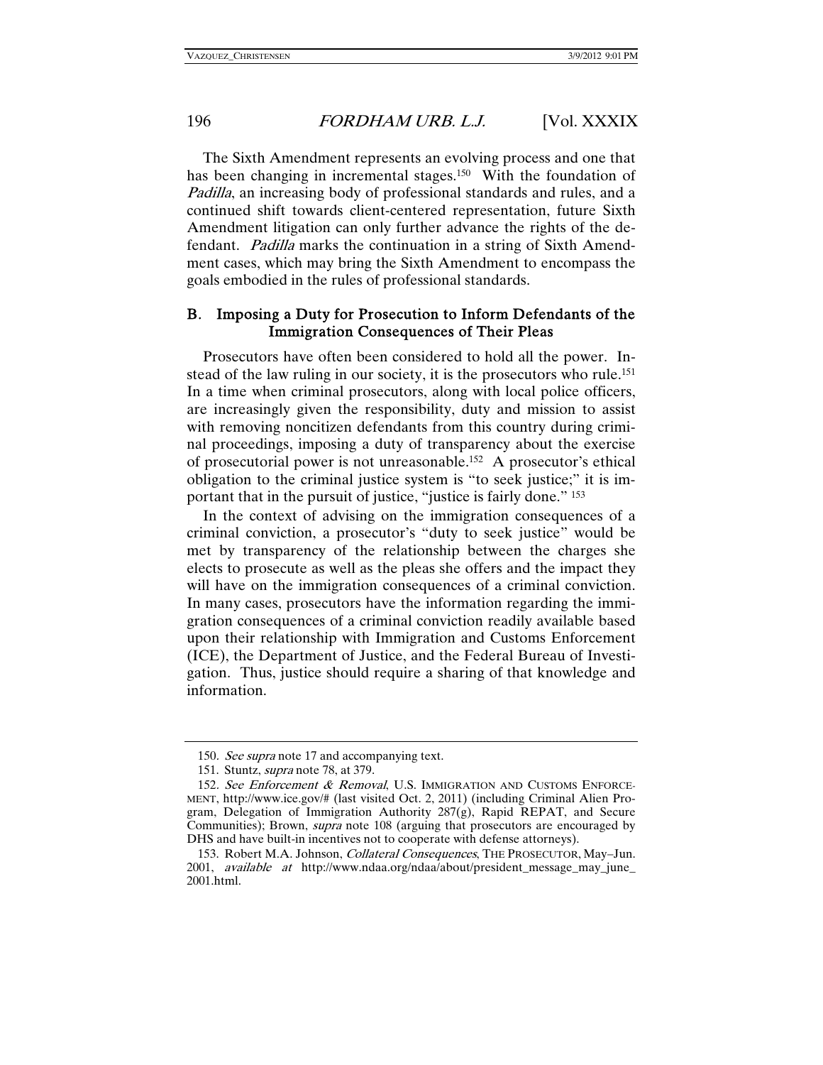The Sixth Amendment represents an evolving process and one that has been changing in incremental stages.[150] With the foundation of *Padilla*, an increasing body of professional standards and rules, and a continued shift towards client-centered representation, future Sixth Amendment litigation can only further advance the rights of the defendant. *Padilla* marks the continuation in a string of Sixth Amendment cases, which may bring the Sixth Amendment to encompass the goals embodied in the rules of professional standards.

## B. Imposing a Duty for Prosecution to Inform Defendants of the Immigration Consequences of Their Pleas

Prosecutors have often been considered to hold all the power. Instead of the law ruling in our society, it is the prosecutors who rule.[151] In a time when criminal prosecutors, along with local police officers, are increasingly given the responsibility, duty and mission to assist with removing noncitizen defendants from this country during criminal proceedings, imposing a duty of transparency about the exercise of prosecutorial power is not unreasonable.[152] A prosecutor's ethical obligation to the criminal justice system is "to seek justice;" it is important that in the pursuit of justice, "justice is fairly done." [153]

In the context of advising on the immigration consequences of a criminal conviction, a prosecutor's "duty to seek justice" would be met by transparency of the relationship between the charges she elects to prosecute as well as the pleas she offers and the impact they will have on the immigration consequences of a criminal conviction. In many cases, prosecutors have the information regarding the immigration consequences of a criminal conviction readily available based upon their relationship with Immigration and Customs Enforcement (ICE), the Department of Justice, and the Federal Bureau of Investigation. Thus, justice should require a sharing of that knowledge and information.

---

150. *See supra* note 17 and accompanying text.

151. Stuntz, *supra* note 78, at 379.

152. *See Enforcement & Removal*, U.S. IMMIGRATION AND CUSTOMS ENFORCEMENT, http://www.ice.gov/# (last visited Oct. 2, 2011) (including Criminal Alien Program, Delegation of Immigration Authority 287(g), Rapid REPAT, and Secure Communities); Brown, *supra* note 108 (arguing that prosecutors are encouraged by DHS and have built-in incentives not to cooperate with defense attorneys).

153. Robert M.A. Johnson, *Collateral Consequences*, THE PROSECUTOR, May–Jun. 2001, *available at* http://www.ndaa.org/ndaa/about/president_message_may_june_2001.html.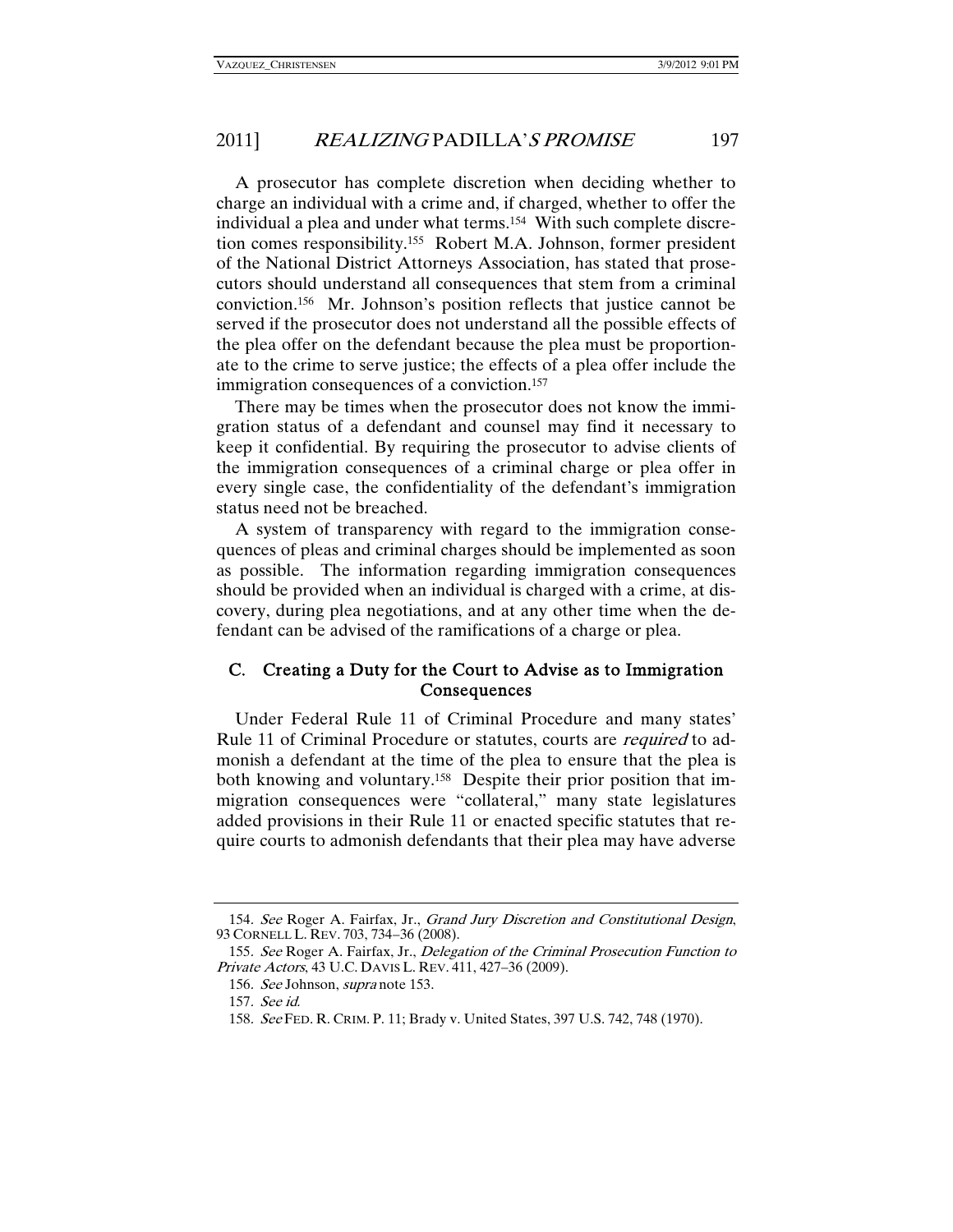A prosecutor has complete discretion when deciding whether to charge an individual with a crime and, if charged, whether to offer the individual a plea and under what terms.[154] With such complete discretion comes responsibility.[155] Robert M.A. Johnson, former president of the National District Attorneys Association, has stated that prosecutors should understand all consequences that stem from a criminal conviction.[156] Mr. Johnson's position reflects that justice cannot be served if the prosecutor does not understand all the possible effects of the plea offer on the defendant because the plea must be proportionate to the crime to serve justice; the effects of a plea offer include the immigration consequences of a conviction.[157]

There may be times when the prosecutor does not know the immigration status of a defendant and counsel may find it necessary to keep it confidential. By requiring the prosecutor to advise clients of the immigration consequences of a criminal charge or plea offer in every single case, the confidentiality of the defendant's immigration status need not be breached.

A system of transparency with regard to the immigration consequences of pleas and criminal charges should be implemented as soon as possible. The information regarding immigration consequences should be provided when an individual is charged with a crime, at discovery, during plea negotiations, and at any other time when the defendant can be advised of the ramifications of a charge or plea.

### C. Creating a Duty for the Court to Advise as to Immigration Consequences

Under Federal Rule 11 of Criminal Procedure and many states' Rule 11 of Criminal Procedure or statutes, courts are *required* to admonish a defendant at the time of the plea to ensure that the plea is both knowing and voluntary.[158] Despite their prior position that immigration consequences were "collateral," many state legislatures added provisions in their Rule 11 or enacted specific statutes that require courts to admonish defendants that their plea may have adverse

---

154. *See* Roger A. Fairfax, Jr., *Grand Jury Discretion and Constitutional Design*, 93 CORNELL L. REV. 703, 734–36 (2008).

155. *See* Roger A. Fairfax, Jr., *Delegation of the Criminal Prosecution Function to Private Actors*, 43 U.C. DAVIS L. REV. 411, 427–36 (2009).

156. *See* Johnson, *supra* note 153.

157. *See id.*

158. *See* FED. R. CRIM. P. 11; Brady v. United States, 397 U.S. 742, 748 (1970).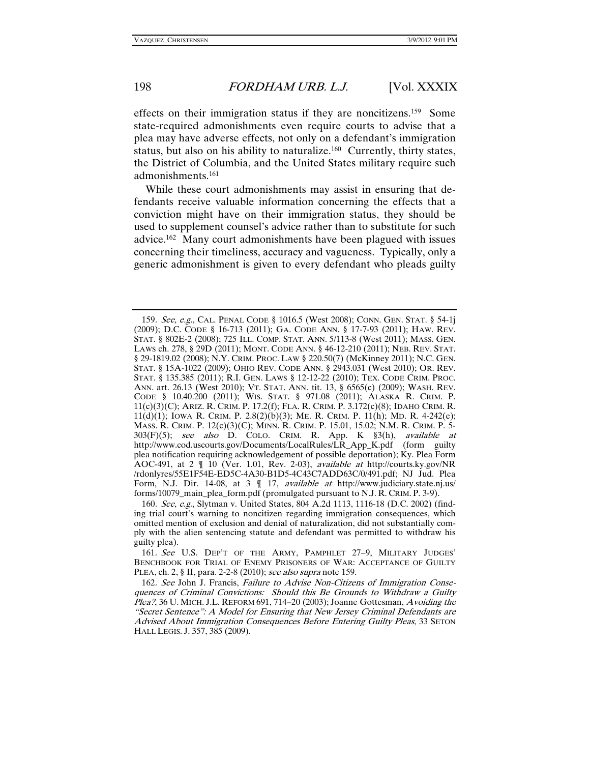effects on their immigration status if they are noncitizens.[159] Some state-required admonishments even require courts to advise that a plea may have adverse effects, not only on a defendant's immigration status, but also on his ability to naturalize.[160] Currently, thirty states, the District of Columbia, and the United States military require such admonishments.[161]

While these court admonishments may assist in ensuring that defendants receive valuable information concerning the effects that a conviction might have on their immigration status, they should be used to supplement counsel's advice rather than to substitute for such advice.[162] Many court admonishments have been plagued with issues concerning their timeliness, accuracy and vagueness. Typically, only a generic admonishment is given to every defendant who pleads guilty

---

159. *See, e.g.*, CAL. PENAL CODE § 1016.5 (West 2008); CONN. GEN. STAT. § 54-1j (2009); D.C. CODE § 16-713 (2011); GA. CODE ANN. § 17-7-93 (2011); HAW. REV. STAT. § 802E-2 (2008); 725 ILL. COMP. STAT. ANN. 5/113-8 (West 2011); MASS. GEN. LAWS ch. 278, § 29D (2011); MONT. CODE ANN. § 46-12-210 (2011); NEB. REV. STAT. § 29-1819.02 (2008); N.Y. CRIM. PROC. LAW § 220.50(7) (McKinney 2011); N.C. GEN. STAT. § 15A-1022 (2009); OHIO REV. CODE ANN. § 2943.031 (West 2010); OR. REV. STAT. § 135.385 (2011); R.I. GEN. LAWS § 12-12-22 (2010); TEX. CODE CRIM. PROC. ANN. art. 26.13 (West 2010); VT. STAT. ANN. tit. 13, § 6565(c) (2009); WASH. REV. CODE § 10.40.200 (2011); WIS. STAT. § 971.08 (2011); ALASKA R. CRIM. P. 11(c)(3)(C); ARIZ. R. CRIM. P. 17.2(f); FLA. R. CRIM. P. 3.172(c)(8); IDAHO CRIM. R. 11(d)(1); IOWA R. CRIM. P. 2.8(2)(b)(3); ME. R. CRIM. P. 11(h); MD. R. 4-242(e); MASS. R. CRIM. P. 12(c)(3)(C); MINN. R. CRIM. P. 15.01, 15.02; N.M. R. CRIM. P. 5-303(F)(5); *see also* D. COLO. CRIM. R. App. K §3(h), *available at* http://www.cod.uscourts.gov/Documents/LocalRules/LR_App_K.pdf (form guilty plea notification requiring acknowledgement of possible deportation); Ky. Plea Form AOC-491, at 2 ¶ 10 (Ver. 1.01, Rev. 2-03), *available at* http://courts.ky.gov/NR/rdonlyres/55E1F54E-ED5C-4A30-B1D5-4C43C7ADD63C/0/491.pdf; NJ Jud. Plea Form, N.J. Dir. 14-08, at 3 ¶ 17, *available at* http://www.judiciary.state.nj.us/forms/10079_main_plea_form.pdf (promulgated pursuant to N.J. R. CRIM. P. 3-9).

160. *See, e.g.*, Slytman v. United States, 804 A.2d 1113, 1116-18 (D.C. 2002) (finding trial court's warning to noncitizen regarding immigration consequences, which omitted mention of exclusion and denial of naturalization, did not substantially comply with the alien sentencing statute and defendant was permitted to withdraw his guilty plea).

161. *See* U.S. DEP'T OF THE ARMY, PAMPHLET 27–9, MILITARY JUDGES' BENCHBOOK FOR TRIAL OF ENEMY PRISONERS OF WAR: ACCEPTANCE OF GUILTY PLEA, ch. 2, § II, para. 2-2-8 (2010); *see also supra* note 159.

162. *See* John J. Francis, *Failure to Advise Non-Citizens of Immigration Consequences of Criminal Convictions: Should this Be Grounds to Withdraw a Guilty Plea?*, 36 U. MICH. J.L. REFORM 691, 714–20 (2003); Joanne Gottesman, *Avoiding the "Secret Sentence": A Model for Ensuring that New Jersey Criminal Defendants are Advised About Immigration Consequences Before Entering Guilty Pleas*, 33 SETON HALL LEGIS. J. 357, 385 (2009).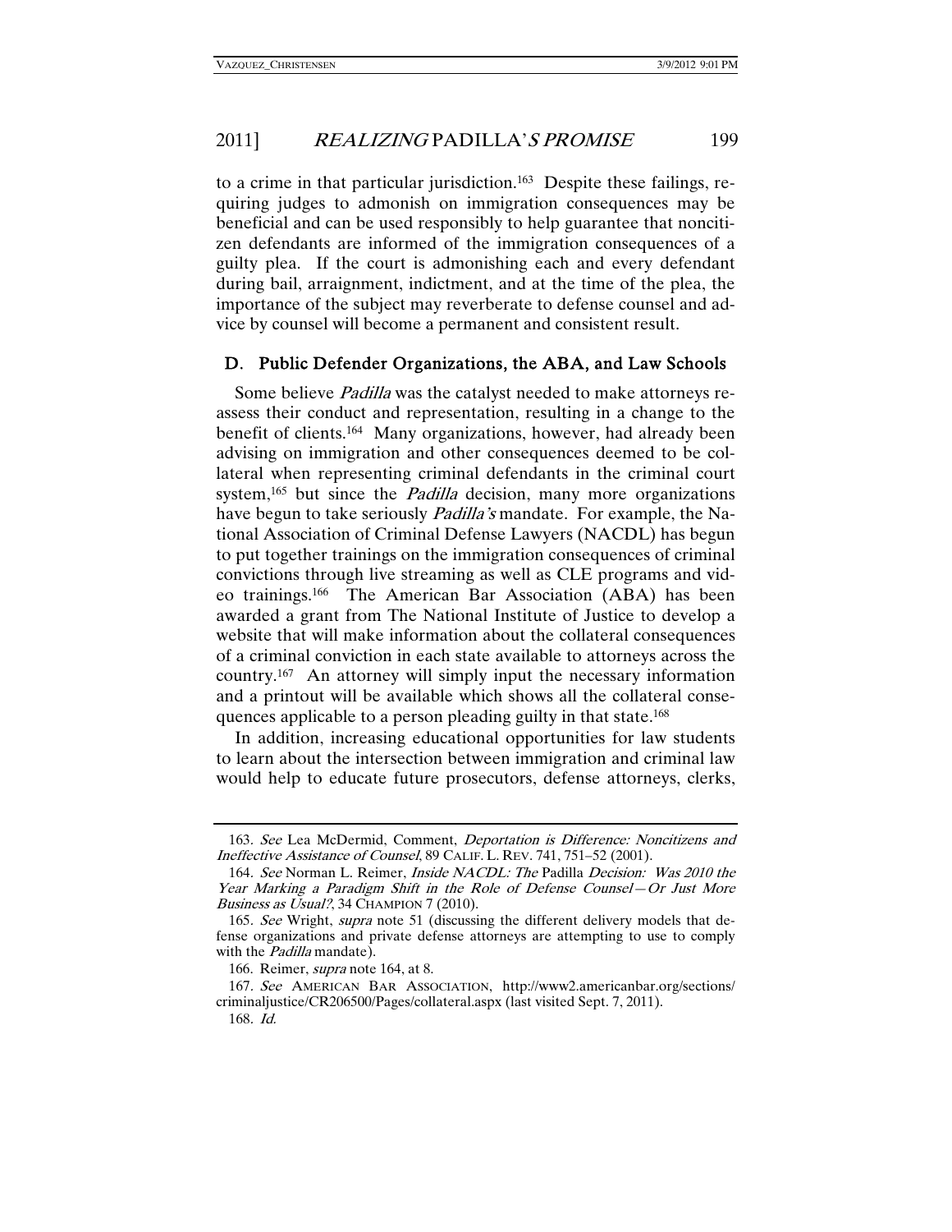to a crime in that particular jurisdiction.[163] Despite these failings, requiring judges to admonish on immigration consequences may be beneficial and can be used responsibly to help guarantee that noncitizen defendants are informed of the immigration consequences of a guilty plea. If the court is admonishing each and every defendant during bail, arraignment, indictment, and at the time of the plea, the importance of the subject may reverberate to defense counsel and advice by counsel will become a permanent and consistent result.

### D. Public Defender Organizations, the ABA, and Law Schools

Some believe *Padilla* was the catalyst needed to make attorneys reassess their conduct and representation, resulting in a change to the benefit of clients.[164] Many organizations, however, had already been advising on immigration and other consequences deemed to be collateral when representing criminal defendants in the criminal court system,[165] but since the *Padilla* decision, many more organizations have begun to take seriously *Padilla's* mandate. For example, the National Association of Criminal Defense Lawyers (NACDL) has begun to put together trainings on the immigration consequences of criminal convictions through live streaming as well as CLE programs and video trainings.[166] The American Bar Association (ABA) has been awarded a grant from The National Institute of Justice to develop a website that will make information about the collateral consequences of a criminal conviction in each state available to attorneys across the country.[167] An attorney will simply input the necessary information and a printout will be available which shows all the collateral consequences applicable to a person pleading guilty in that state.[168]

In addition, increasing educational opportunities for law students to learn about the intersection between immigration and criminal law would help to educate future prosecutors, defense attorneys, clerks,

---

163. *See* Lea McDermid, Comment, *Deportation is Difference: Noncitizens and Ineffective Assistance of Counsel*, 89 CALIF. L. REV. 741, 751–52 (2001).

164. *See* Norman L. Reimer, *Inside NACDL: The* Padilla *Decision: Was 2010 the Year Marking a Paradigm Shift in the Role of Defense Counsel—Or Just More Business as Usual?*, 34 CHAMPION 7 (2010).

165. *See* Wright, *supra* note 51 (discussing the different delivery models that defense organizations and private defense attorneys are attempting to use to comply with the *Padilla* mandate).

166. Reimer, *supra* note 164, at 8.

167. *See* AMERICAN BAR ASSOCIATION, http://www2.americanbar.org/sections/criminaljustice/CR206500/Pages/collateral.aspx (last visited Sept. 7, 2011).

168. *Id.*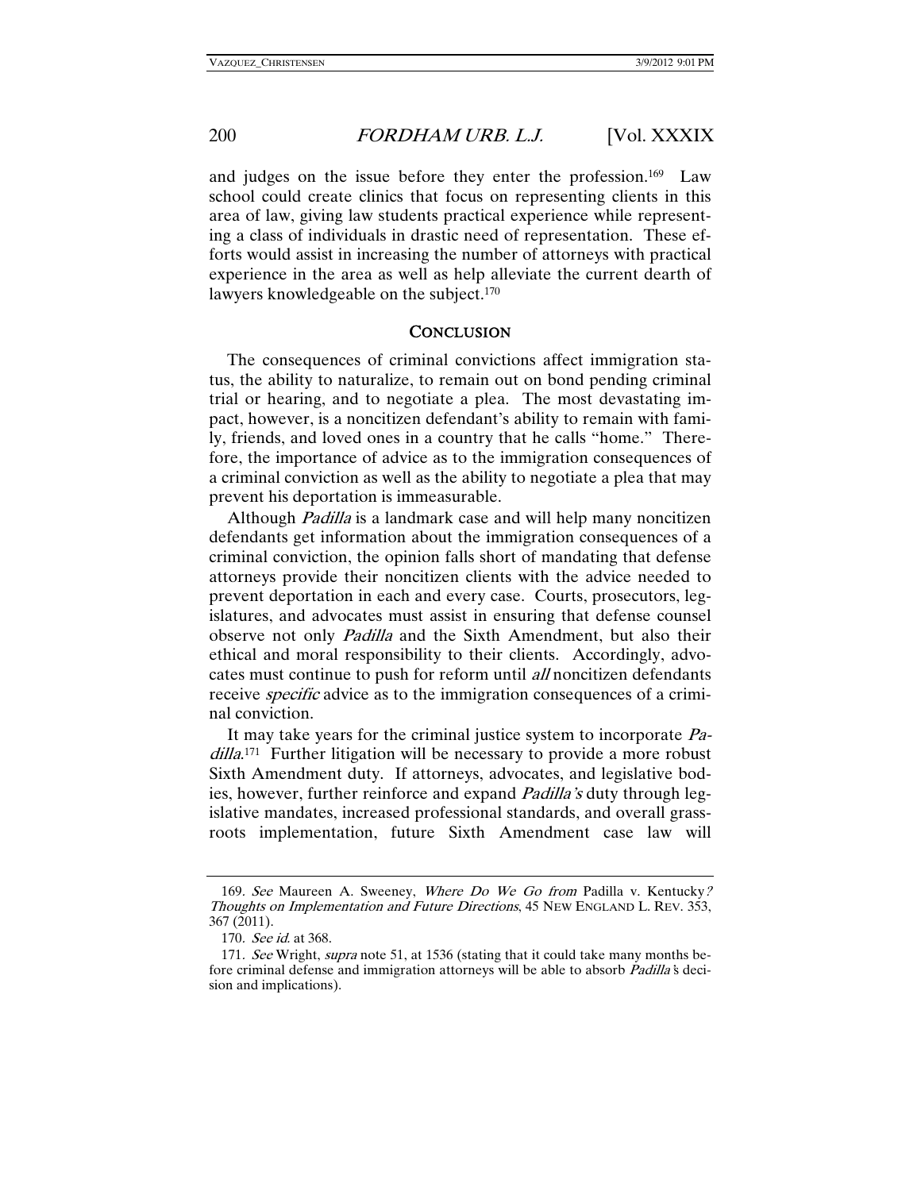and judges on the issue before they enter the profession.[169] Law school could create clinics that focus on representing clients in this area of law, giving law students practical experience while representing a class of individuals in drastic need of representation. These efforts would assist in increasing the number of attorneys with practical experience in the area as well as help alleviate the current dearth of lawyers knowledgeable on the subject.[170]

## CONCLUSION

The consequences of criminal convictions affect immigration status, the ability to naturalize, to remain out on bond pending criminal trial or hearing, and to negotiate a plea. The most devastating impact, however, is a noncitizen defendant's ability to remain with family, friends, and loved ones in a country that he calls "home." Therefore, the importance of advice as to the immigration consequences of a criminal conviction as well as the ability to negotiate a plea that may prevent his deportation is immeasurable.

Although *Padilla* is a landmark case and will help many noncitizen defendants get information about the immigration consequences of a criminal conviction, the opinion falls short of mandating that defense attorneys provide their noncitizen clients with the advice needed to prevent deportation in each and every case. Courts, prosecutors, legislatures, and advocates must assist in ensuring that defense counsel observe not only *Padilla* and the Sixth Amendment, but also their ethical and moral responsibility to their clients. Accordingly, advocates must continue to push for reform until *all* noncitizen defendants receive *specific* advice as to the immigration consequences of a criminal conviction.

It may take years for the criminal justice system to incorporate *Padilla*.[171] Further litigation will be necessary to provide a more robust Sixth Amendment duty. If attorneys, advocates, and legislative bodies, however, further reinforce and expand *Padilla's* duty through legislative mandates, increased professional standards, and overall grassroots implementation, future Sixth Amendment case law will

---

169. *See* Maureen A. Sweeney, *Where Do We Go from* Padilla v. Kentucky*? Thoughts on Implementation and Future Directions*, 45 NEW ENGLAND L. REV. 353, 367 (2011).

170. *See id.* at 368.

171. *See* Wright, *supra* note 51, at 1536 (stating that it could take many months before criminal defense and immigration attorneys will be able to absorb *Padilla's* decision and implications).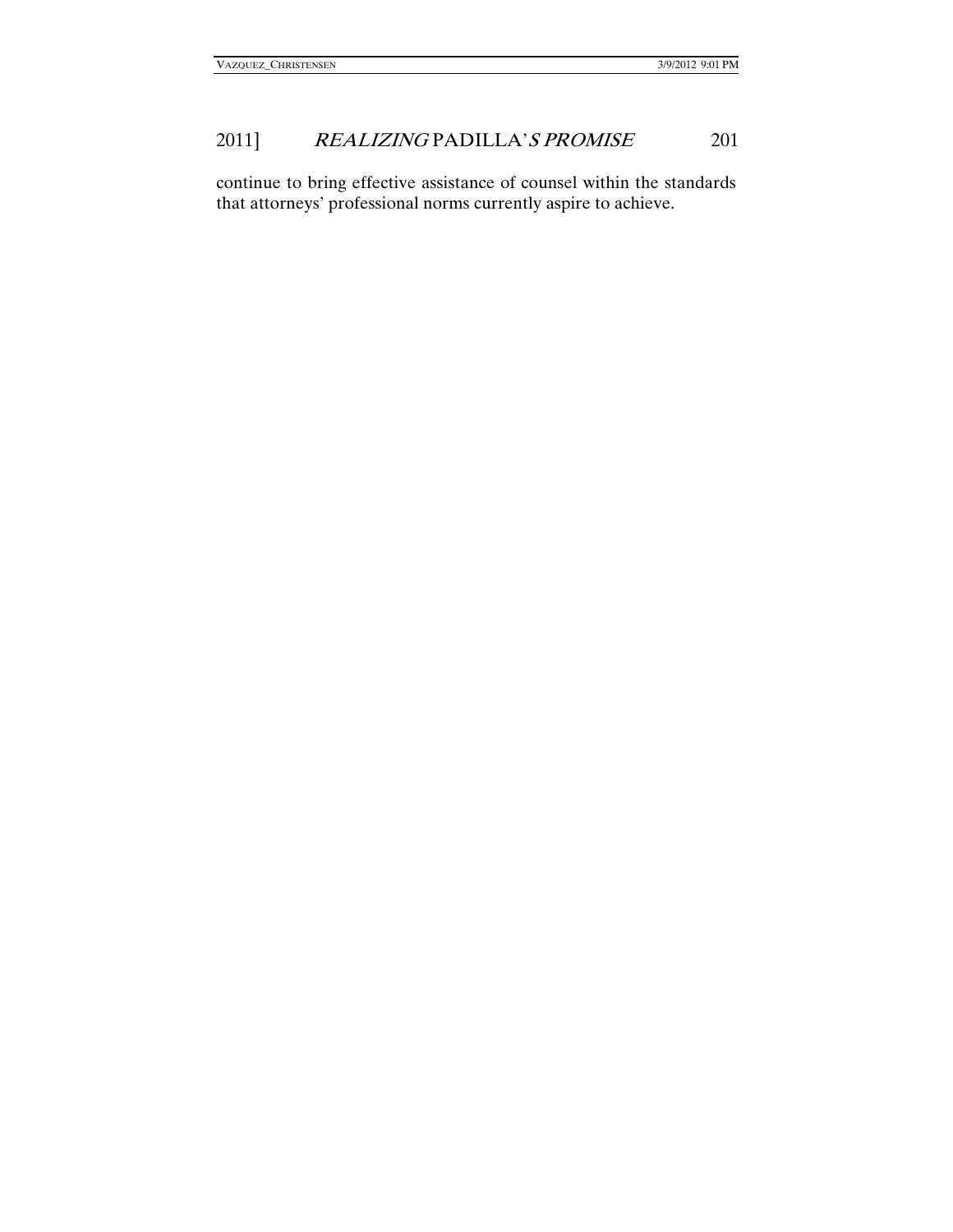continue to bring effective assistance of counsel within the standards that attorneys' professional norms currently aspire to achieve.